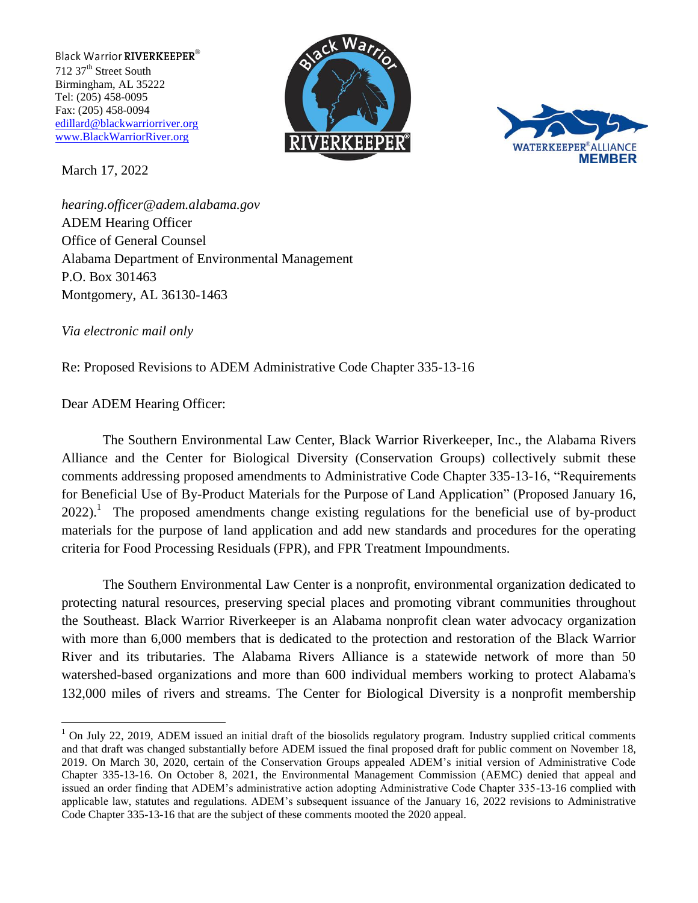Black Warrior RIVERKEEPER®
712 37th Street South
Birmingham, AL 35222
Tel: (205) 458-0095
Fax: (205) 458-0094
edillard@blackwarriorriver.org
www.BlackWarriorRiver.org

March 17, 2022

*hearing.officer@adem.alabama.gov*
ADEM Hearing Officer
Office of General Counsel
Alabama Department of Environmental Management
P.O. Box 301463
Montgomery, AL 36130-1463

*Via electronic mail only*

Re: Proposed Revisions to ADEM Administrative Code Chapter 335-13-16

Dear ADEM Hearing Officer:

The Southern Environmental Law Center, Black Warrior Riverkeeper, Inc., the Alabama Rivers Alliance and the Center for Biological Diversity (Conservation Groups) collectively submit these comments addressing proposed amendments to Administrative Code Chapter 335-13-16, "Requirements for Beneficial Use of By-Product Materials for the Purpose of Land Application" (Proposed January 16, 2022).[1] The proposed amendments change existing regulations for the beneficial use of by-product materials for the purpose of land application and add new standards and procedures for the operating criteria for Food Processing Residuals (FPR), and FPR Treatment Impoundments.

The Southern Environmental Law Center is a nonprofit, environmental organization dedicated to protecting natural resources, preserving special places and promoting vibrant communities throughout the Southeast. Black Warrior Riverkeeper is an Alabama nonprofit clean water advocacy organization with more than 6,000 members that is dedicated to the protection and restoration of the Black Warrior River and its tributaries. The Alabama Rivers Alliance is a statewide network of more than 50 watershed-based organizations and more than 600 individual members working to protect Alabama's 132,000 miles of rivers and streams. The Center for Biological Diversity is a nonprofit membership

[1] On July 22, 2019, ADEM issued an initial draft of the biosolids regulatory program. Industry supplied critical comments and that draft was changed substantially before ADEM issued the final proposed draft for public comment on November 18, 2019. On March 30, 2020, certain of the Conservation Groups appealed ADEM's initial version of Administrative Code Chapter 335-13-16. On October 8, 2021, the Environmental Management Commission (AEMC) denied that appeal and issued an order finding that ADEM's administrative action adopting Administrative Code Chapter 335-13-16 complied with applicable law, statutes and regulations. ADEM's subsequent issuance of the January 16, 2022 revisions to Administrative Code Chapter 335-13-16 that are the subject of these comments mooted the 2020 appeal.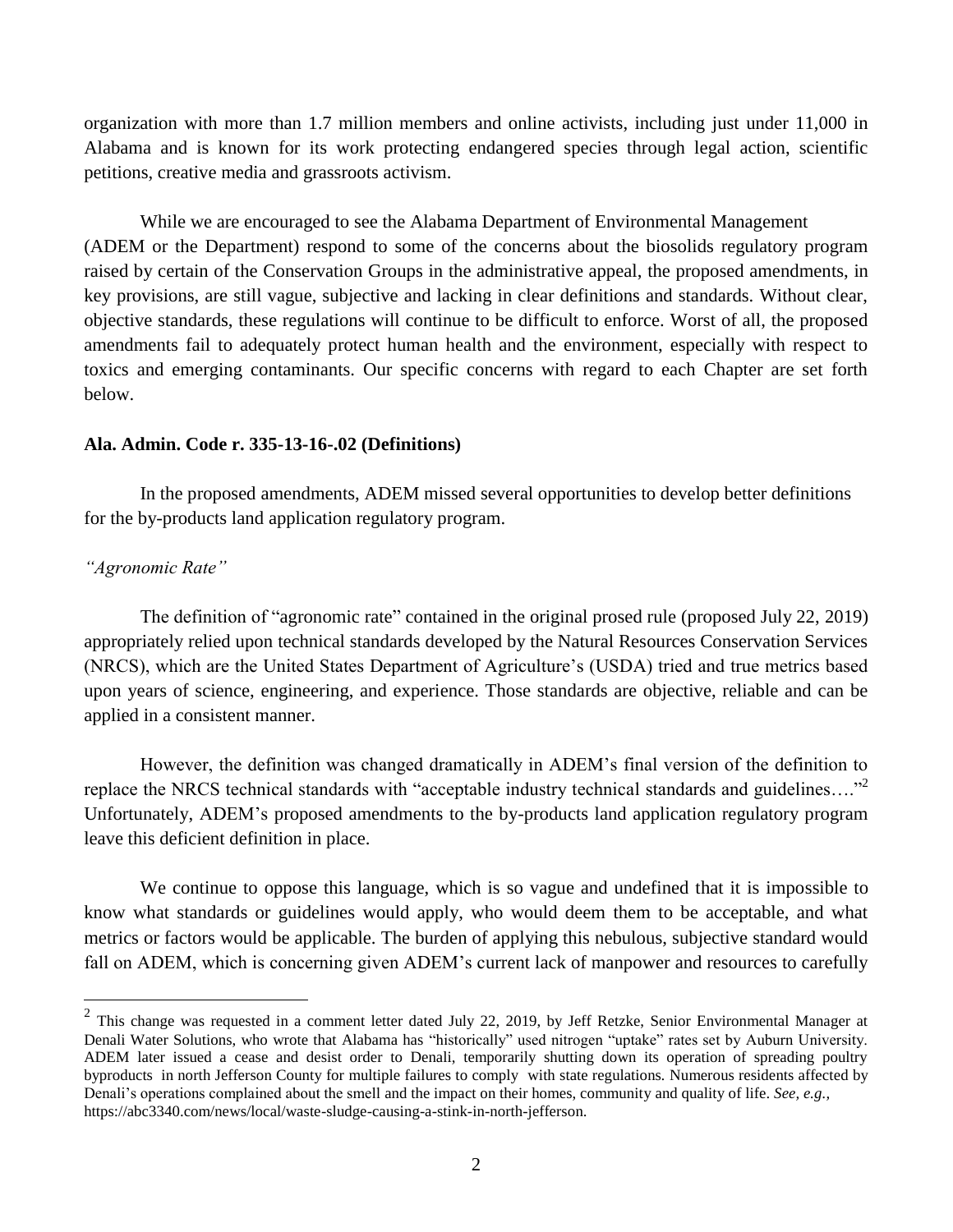organization with more than 1.7 million members and online activists, including just under 11,000 in Alabama and is known for its work protecting endangered species through legal action, scientific petitions, creative media and grassroots activism.

While we are encouraged to see the Alabama Department of Environmental Management (ADEM or the Department) respond to some of the concerns about the biosolids regulatory program raised by certain of the Conservation Groups in the administrative appeal, the proposed amendments, in key provisions, are still vague, subjective and lacking in clear definitions and standards. Without clear, objective standards, these regulations will continue to be difficult to enforce. Worst of all, the proposed amendments fail to adequately protect human health and the environment, especially with respect to toxics and emerging contaminants. Our specific concerns with regard to each Chapter are set forth below.

**Ala. Admin. Code r. 335-13-16-.02 (Definitions)**

In the proposed amendments, ADEM missed several opportunities to develop better definitions for the by-products land application regulatory program.

*"Agronomic Rate"*

The definition of "agronomic rate" contained in the original prosed rule (proposed July 22, 2019) appropriately relied upon technical standards developed by the Natural Resources Conservation Services (NRCS), which are the United States Department of Agriculture's (USDA) tried and true metrics based upon years of science, engineering, and experience. Those standards are objective, reliable and can be applied in a consistent manner.

However, the definition was changed dramatically in ADEM's final version of the definition to replace the NRCS technical standards with "acceptable industry technical standards and guidelines…."[2] Unfortunately, ADEM's proposed amendments to the by-products land application regulatory program leave this deficient definition in place.

We continue to oppose this language, which is so vague and undefined that it is impossible to know what standards or guidelines would apply, who would deem them to be acceptable, and what metrics or factors would be applicable. The burden of applying this nebulous, subjective standard would fall on ADEM, which is concerning given ADEM's current lack of manpower and resources to carefully

[2] This change was requested in a comment letter dated July 22, 2019, by Jeff Retzke, Senior Environmental Manager at Denali Water Solutions, who wrote that Alabama has "historically" used nitrogen "uptake" rates set by Auburn University. ADEM later issued a cease and desist order to Denali, temporarily shutting down its operation of spreading poultry byproducts in north Jefferson County for multiple failures to comply with state regulations. Numerous residents affected by Denali's operations complained about the smell and the impact on their homes, community and quality of life. *See, e.g.*, https://abc3340.com/news/local/waste-sludge-causing-a-stink-in-north-jefferson.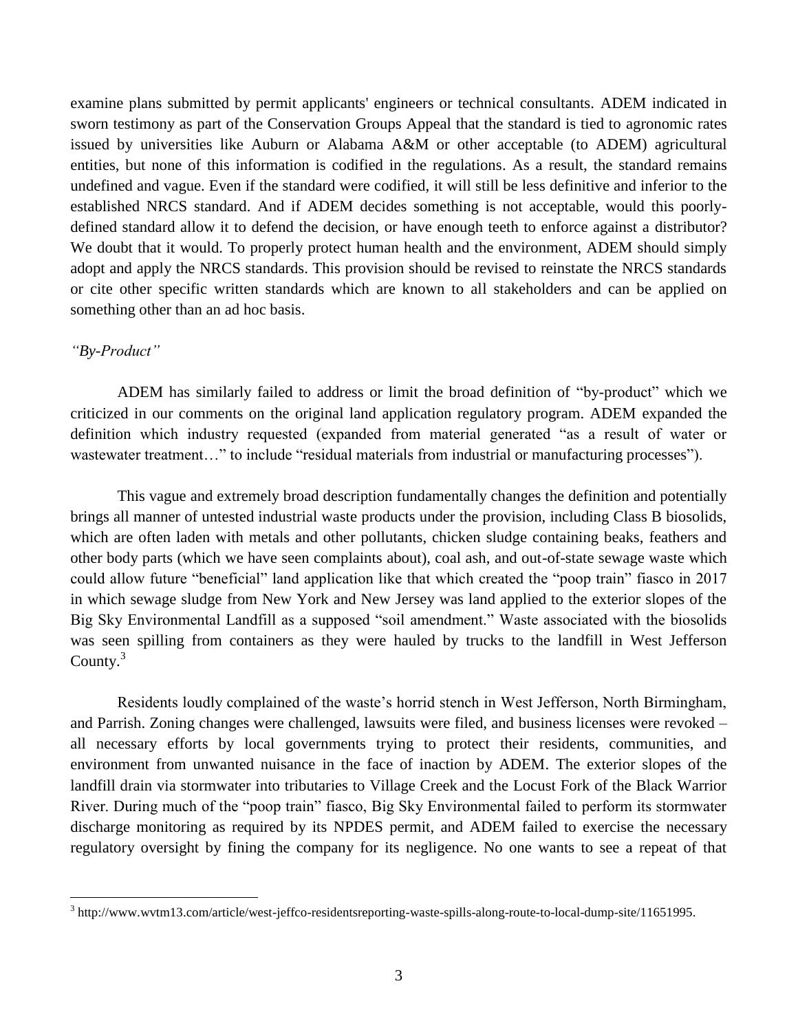examine plans submitted by permit applicants' engineers or technical consultants. ADEM indicated in sworn testimony as part of the Conservation Groups Appeal that the standard is tied to agronomic rates issued by universities like Auburn or Alabama A&M or other acceptable (to ADEM) agricultural entities, but none of this information is codified in the regulations. As a result, the standard remains undefined and vague. Even if the standard were codified, it will still be less definitive and inferior to the established NRCS standard. And if ADEM decides something is not acceptable, would this poorly-defined standard allow it to defend the decision, or have enough teeth to enforce against a distributor? We doubt that it would. To properly protect human health and the environment, ADEM should simply adopt and apply the NRCS standards. This provision should be revised to reinstate the NRCS standards or cite other specific written standards which are known to all stakeholders and can be applied on something other than an ad hoc basis.

*"By-Product"*

ADEM has similarly failed to address or limit the broad definition of "by-product" which we criticized in our comments on the original land application regulatory program. ADEM expanded the definition which industry requested (expanded from material generated "as a result of water or wastewater treatment…" to include "residual materials from industrial or manufacturing processes").

This vague and extremely broad description fundamentally changes the definition and potentially brings all manner of untested industrial waste products under the provision, including Class B biosolids, which are often laden with metals and other pollutants, chicken sludge containing beaks, feathers and other body parts (which we have seen complaints about), coal ash, and out-of-state sewage waste which could allow future "beneficial" land application like that which created the "poop train" fiasco in 2017 in which sewage sludge from New York and New Jersey was land applied to the exterior slopes of the Big Sky Environmental Landfill as a supposed "soil amendment." Waste associated with the biosolids was seen spilling from containers as they were hauled by trucks to the landfill in West Jefferson County.[3]

Residents loudly complained of the waste's horrid stench in West Jefferson, North Birmingham, and Parrish. Zoning changes were challenged, lawsuits were filed, and business licenses were revoked – all necessary efforts by local governments trying to protect their residents, communities, and environment from unwanted nuisance in the face of inaction by ADEM. The exterior slopes of the landfill drain via stormwater into tributaries to Village Creek and the Locust Fork of the Black Warrior River. During much of the "poop train" fiasco, Big Sky Environmental failed to perform its stormwater discharge monitoring as required by its NPDES permit, and ADEM failed to exercise the necessary regulatory oversight by fining the company for its negligence. No one wants to see a repeat of that

---

[3] http://www.wvtm13.com/article/west-jeffco-residentsreporting-waste-spills-along-route-to-local-dump-site/11651995.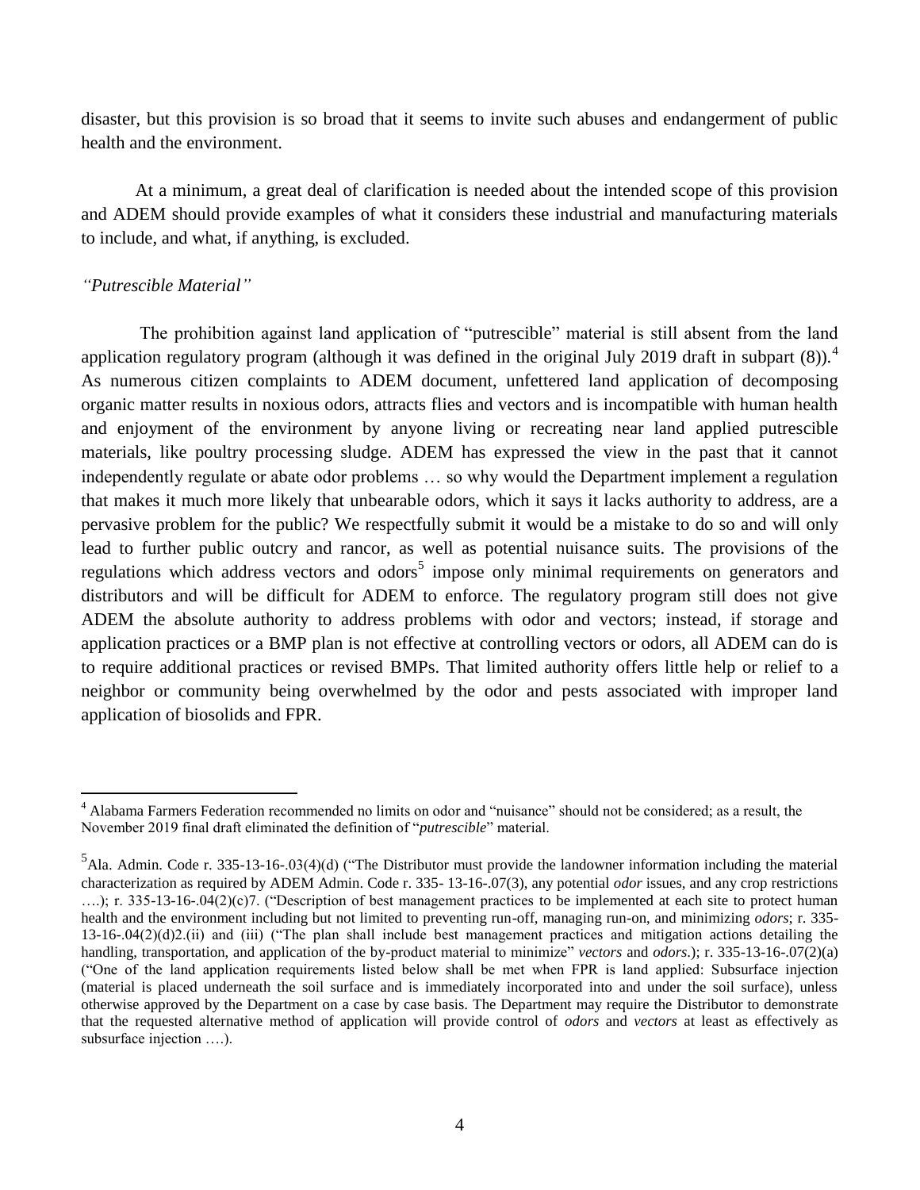disaster, but this provision is so broad that it seems to invite such abuses and endangerment of public health and the environment.

At a minimum, a great deal of clarification is needed about the intended scope of this provision and ADEM should provide examples of what it considers these industrial and manufacturing materials to include, and what, if anything, is excluded.

*"Putrescible Material"*

The prohibition against land application of "putrescible" material is still absent from the land application regulatory program (although it was defined in the original July 2019 draft in subpart (8)).[4] As numerous citizen complaints to ADEM document, unfettered land application of decomposing organic matter results in noxious odors, attracts flies and vectors and is incompatible with human health and enjoyment of the environment by anyone living or recreating near land applied putrescible materials, like poultry processing sludge. ADEM has expressed the view in the past that it cannot independently regulate or abate odor problems … so why would the Department implement a regulation that makes it much more likely that unbearable odors, which it says it lacks authority to address, are a pervasive problem for the public? We respectfully submit it would be a mistake to do so and will only lead to further public outcry and rancor, as well as potential nuisance suits. The provisions of the regulations which address vectors and odors[5] impose only minimal requirements on generators and distributors and will be difficult for ADEM to enforce. The regulatory program still does not give ADEM the absolute authority to address problems with odor and vectors; instead, if storage and application practices or a BMP plan is not effective at controlling vectors or odors, all ADEM can do is to require additional practices or revised BMPs. That limited authority offers little help or relief to a neighbor or community being overwhelmed by the odor and pests associated with improper land application of biosolids and FPR.

---

[4] Alabama Farmers Federation recommended no limits on odor and "nuisance" should not be considered; as a result, the November 2019 final draft eliminated the definition of "*putrescible*" material.

[5] Ala. Admin. Code r. 335-13-16-.03(4)(d) ("The Distributor must provide the landowner information including the material characterization as required by ADEM Admin. Code r. 335- 13-16-.07(3), any potential *odor* issues, and any crop restrictions ….); r. 335-13-16-.04(2)(c)7. ("Description of best management practices to be implemented at each site to protect human health and the environment including but not limited to preventing run-off, managing run-on, and minimizing *odors*; r. 335-13-16-.04(2)(d)2.(ii) and (iii) ("The plan shall include best management practices and mitigation actions detailing the handling, transportation, and application of the by-product material to minimize" *vectors* and *odors*.); r. 335-13-16-.07(2)(a) ("One of the land application requirements listed below shall be met when FPR is land applied: Subsurface injection (material is placed underneath the soil surface and is immediately incorporated into and under the soil surface), unless otherwise approved by the Department on a case by case basis. The Department may require the Distributor to demonstrate that the requested alternative method of application will provide control of *odors* and *vectors* at least as effectively as subsurface injection ….).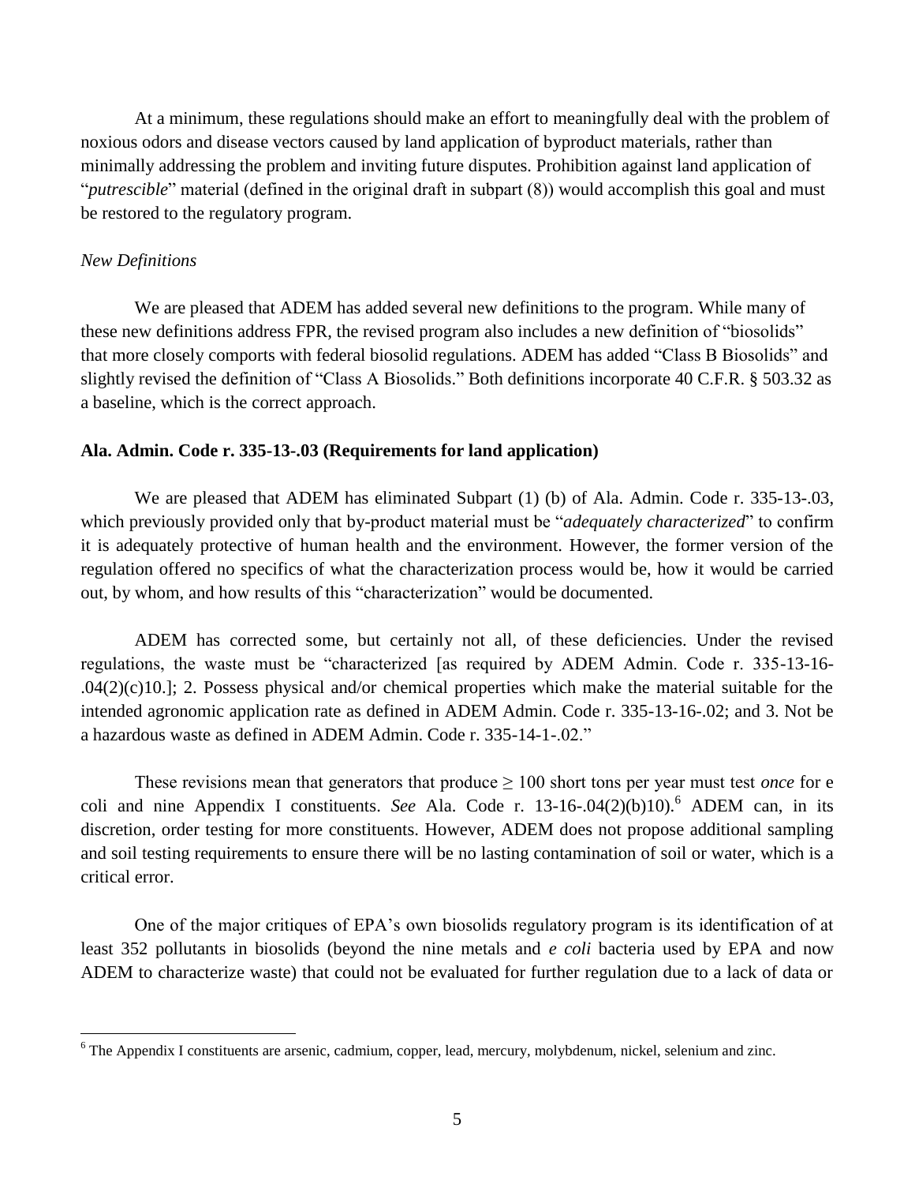At a minimum, these regulations should make an effort to meaningfully deal with the problem of noxious odors and disease vectors caused by land application of byproduct materials, rather than minimally addressing the problem and inviting future disputes. Prohibition against land application of "*putrescible*" material (defined in the original draft in subpart (8)) would accomplish this goal and must be restored to the regulatory program.

*New Definitions*

We are pleased that ADEM has added several new definitions to the program. While many of these new definitions address FPR, the revised program also includes a new definition of "biosolids" that more closely comports with federal biosolid regulations. ADEM has added "Class B Biosolids" and slightly revised the definition of "Class A Biosolids." Both definitions incorporate 40 C.F.R. § 503.32 as a baseline, which is the correct approach.

**Ala. Admin. Code r. 335-13-.03 (Requirements for land application)**

We are pleased that ADEM has eliminated Subpart (1) (b) of Ala. Admin. Code r. 335-13-.03, which previously provided only that by-product material must be "*adequately characterized*" to confirm it is adequately protective of human health and the environment. However, the former version of the regulation offered no specifics of what the characterization process would be, how it would be carried out, by whom, and how results of this "characterization" would be documented.

ADEM has corrected some, but certainly not all, of these deficiencies. Under the revised regulations, the waste must be "characterized [as required by ADEM Admin. Code r. 335-13-16-.04(2)(c)10.]; 2. Possess physical and/or chemical properties which make the material suitable for the intended agronomic application rate as defined in ADEM Admin. Code r. 335-13-16-.02; and 3. Not be a hazardous waste as defined in ADEM Admin. Code r. 335-14-1-.02."

These revisions mean that generators that produce ≥ 100 short tons per year must test *once* for e coli and nine Appendix I constituents. *See* Ala. Code r. 13-16-.04(2)(b)10).[6] ADEM can, in its discretion, order testing for more constituents. However, ADEM does not propose additional sampling and soil testing requirements to ensure there will be no lasting contamination of soil or water, which is a critical error.

One of the major critiques of EPA's own biosolids regulatory program is its identification of at least 352 pollutants in biosolids (beyond the nine metals and *e coli* bacteria used by EPA and now ADEM to characterize waste) that could not be evaluated for further regulation due to a lack of data or

[6] The Appendix I constituents are arsenic, cadmium, copper, lead, mercury, molybdenum, nickel, selenium and zinc.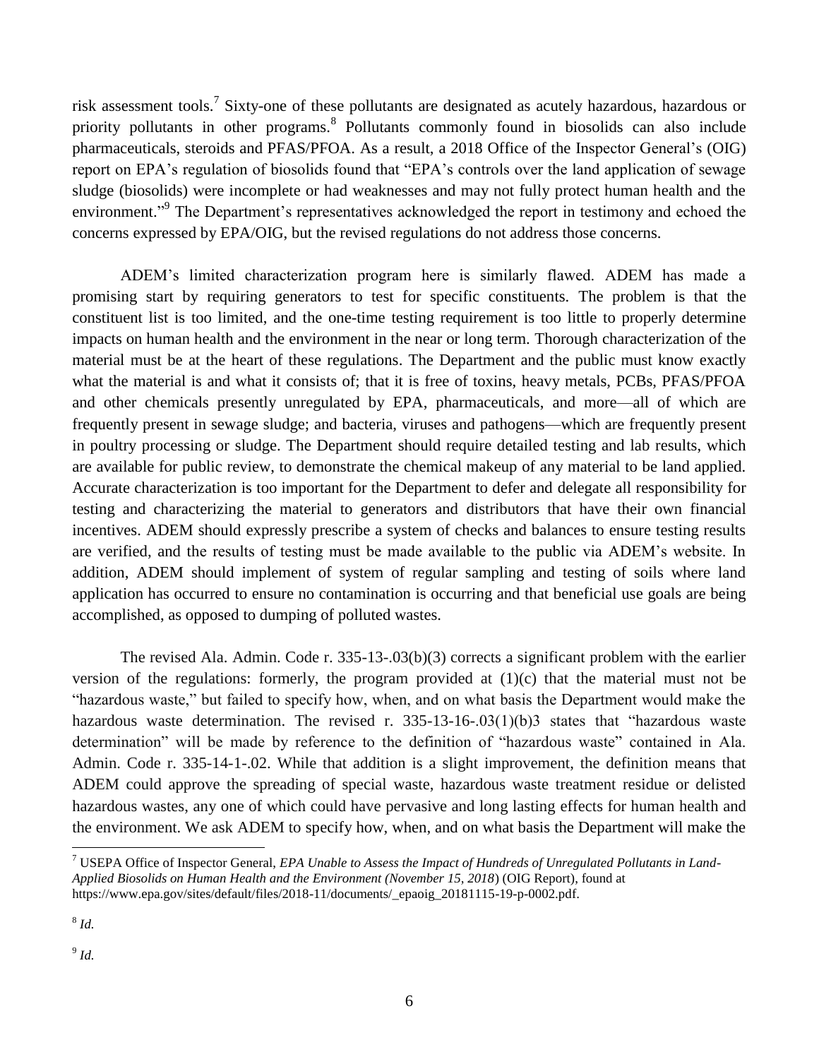risk assessment tools.[7] Sixty-one of these pollutants are designated as acutely hazardous, hazardous or priority pollutants in other programs.[8] Pollutants commonly found in biosolids can also include pharmaceuticals, steroids and PFAS/PFOA. As a result, a 2018 Office of the Inspector General's (OIG) report on EPA's regulation of biosolids found that "EPA's controls over the land application of sewage sludge (biosolids) were incomplete or had weaknesses and may not fully protect human health and the environment."[9] The Department's representatives acknowledged the report in testimony and echoed the concerns expressed by EPA/OIG, but the revised regulations do not address those concerns.

ADEM's limited characterization program here is similarly flawed. ADEM has made a promising start by requiring generators to test for specific constituents. The problem is that the constituent list is too limited, and the one-time testing requirement is too little to properly determine impacts on human health and the environment in the near or long term. Thorough characterization of the material must be at the heart of these regulations. The Department and the public must know exactly what the material is and what it consists of; that it is free of toxins, heavy metals, PCBs, PFAS/PFOA and other chemicals presently unregulated by EPA, pharmaceuticals, and more—all of which are frequently present in sewage sludge; and bacteria, viruses and pathogens—which are frequently present in poultry processing or sludge. The Department should require detailed testing and lab results, which are available for public review, to demonstrate the chemical makeup of any material to be land applied. Accurate characterization is too important for the Department to defer and delegate all responsibility for testing and characterizing the material to generators and distributors that have their own financial incentives. ADEM should expressly prescribe a system of checks and balances to ensure testing results are verified, and the results of testing must be made available to the public via ADEM's website. In addition, ADEM should implement of system of regular sampling and testing of soils where land application has occurred to ensure no contamination is occurring and that beneficial use goals are being accomplished, as opposed to dumping of polluted wastes.

The revised Ala. Admin. Code r. 335-13-.03(b)(3) corrects a significant problem with the earlier version of the regulations: formerly, the program provided at (1)(c) that the material must not be "hazardous waste," but failed to specify how, when, and on what basis the Department would make the hazardous waste determination. The revised r. 335-13-16-.03(1)(b)3 states that "hazardous waste determination" will be made by reference to the definition of "hazardous waste" contained in Ala. Admin. Code r. 335-14-1-.02. While that addition is a slight improvement, the definition means that ADEM could approve the spreading of special waste, hazardous waste treatment residue or delisted hazardous wastes, any one of which could have pervasive and long lasting effects for human health and the environment. We ask ADEM to specify how, when, and on what basis the Department will make the

---

[7] USEPA Office of Inspector General, *EPA Unable to Assess the Impact of Hundreds of Unregulated Pollutants in Land-Applied Biosolids on Human Health and the Environment (November 15, 2018*) (OIG Report), found at https://www.epa.gov/sites/default/files/2018-11/documents/_epaoig_20181115-19-p-0002.pdf.

[8] *Id.*

[9] *Id.*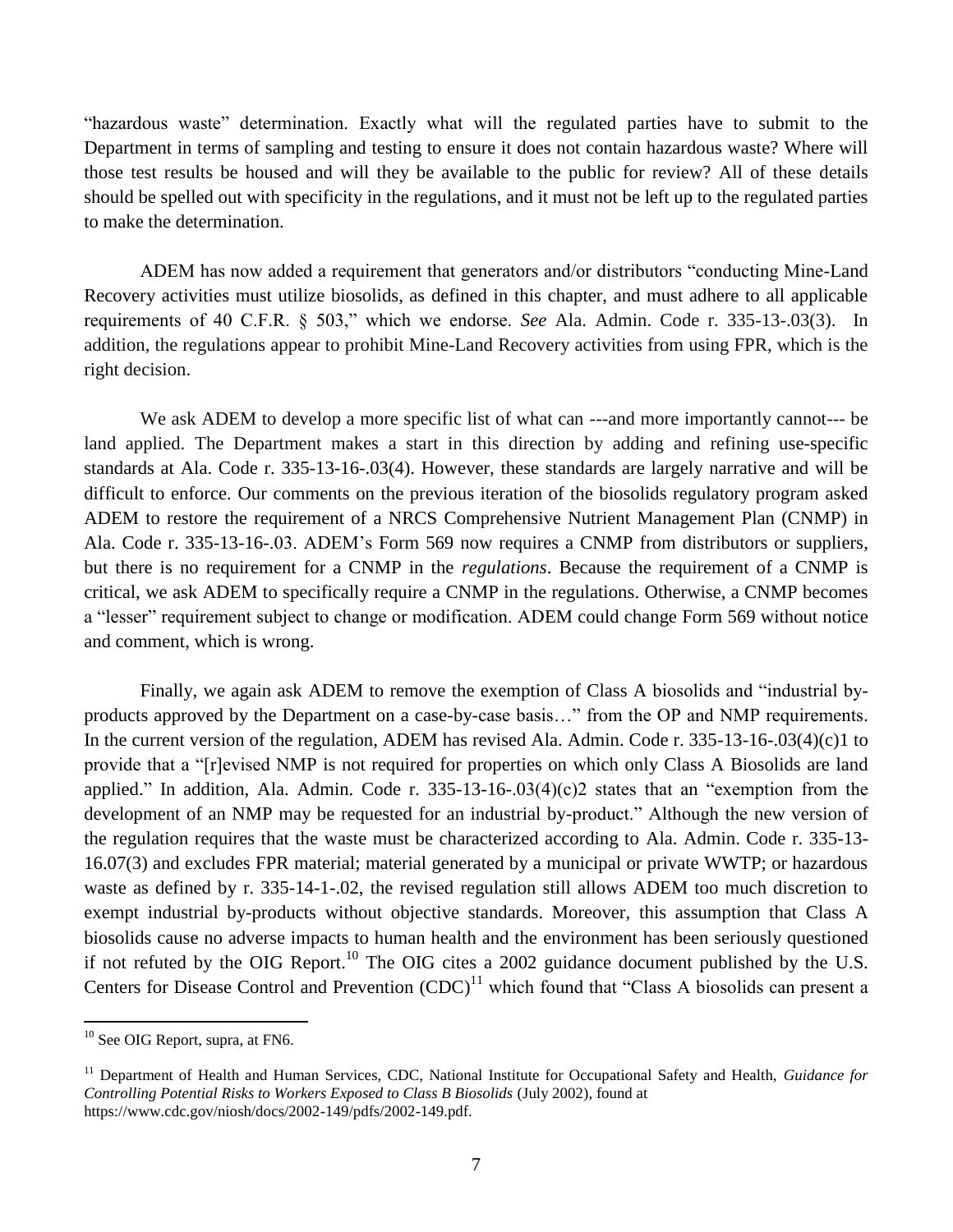"hazardous waste" determination. Exactly what will the regulated parties have to submit to the Department in terms of sampling and testing to ensure it does not contain hazardous waste? Where will those test results be housed and will they be available to the public for review? All of these details should be spelled out with specificity in the regulations, and it must not be left up to the regulated parties to make the determination.

ADEM has now added a requirement that generators and/or distributors "conducting Mine-Land Recovery activities must utilize biosolids, as defined in this chapter, and must adhere to all applicable requirements of 40 C.F.R. § 503," which we endorse. *See* Ala. Admin. Code r. 335-13-.03(3). In addition, the regulations appear to prohibit Mine-Land Recovery activities from using FPR, which is the right decision.

We ask ADEM to develop a more specific list of what can ---and more importantly cannot--- be land applied. The Department makes a start in this direction by adding and refining use-specific standards at Ala. Code r. 335-13-16-.03(4). However, these standards are largely narrative and will be difficult to enforce. Our comments on the previous iteration of the biosolids regulatory program asked ADEM to restore the requirement of a NRCS Comprehensive Nutrient Management Plan (CNMP) in Ala. Code r. 335-13-16-.03. ADEM's Form 569 now requires a CNMP from distributors or suppliers, but there is no requirement for a CNMP in the *regulations*. Because the requirement of a CNMP is critical, we ask ADEM to specifically require a CNMP in the regulations. Otherwise, a CNMP becomes a "lesser" requirement subject to change or modification. ADEM could change Form 569 without notice and comment, which is wrong.

Finally, we again ask ADEM to remove the exemption of Class A biosolids and "industrial by-products approved by the Department on a case-by-case basis…" from the OP and NMP requirements. In the current version of the regulation, ADEM has revised Ala. Admin. Code r. 335-13-16-.03(4)(c)1 to provide that a "[r]evised NMP is not required for properties on which only Class A Biosolids are land applied." In addition, Ala. Admin. Code r. 335-13-16-.03(4)(c)2 states that an "exemption from the development of an NMP may be requested for an industrial by-product." Although the new version of the regulation requires that the waste must be characterized according to Ala. Admin. Code r. 335-13-16.07(3) and excludes FPR material; material generated by a municipal or private WWTP; or hazardous waste as defined by r. 335-14-1-.02, the revised regulation still allows ADEM too much discretion to exempt industrial by-products without objective standards. Moreover, this assumption that Class A biosolids cause no adverse impacts to human health and the environment has been seriously questioned if not refuted by the OIG Report.[10] The OIG cites a 2002 guidance document published by the U.S. Centers for Disease Control and Prevention (CDC)[11] which found that "Class A biosolids can present a

---

[10] See OIG Report, supra, at FN6.

[11] Department of Health and Human Services, CDC, National Institute for Occupational Safety and Health, *Guidance for Controlling Potential Risks to Workers Exposed to Class B Biosolids* (July 2002), found at https://www.cdc.gov/niosh/docs/2002-149/pdfs/2002-149.pdf.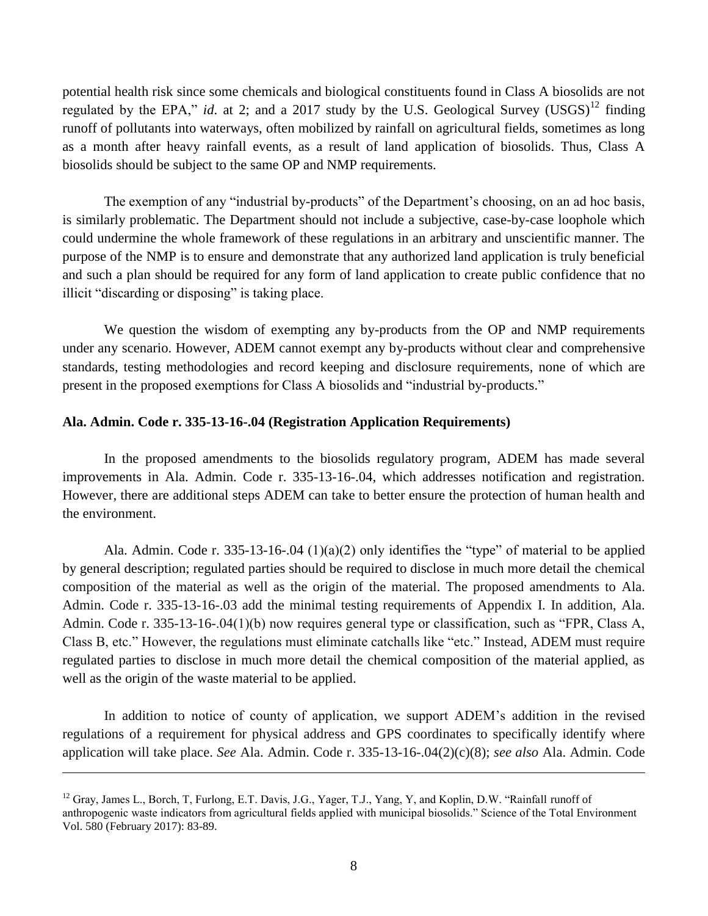potential health risk since some chemicals and biological constituents found in Class A biosolids are not regulated by the EPA," *id.* at 2; and a 2017 study by the U.S. Geological Survey (USGS)[12] finding runoff of pollutants into waterways, often mobilized by rainfall on agricultural fields, sometimes as long as a month after heavy rainfall events, as a result of land application of biosolids. Thus, Class A biosolids should be subject to the same OP and NMP requirements.

The exemption of any "industrial by-products" of the Department's choosing, on an ad hoc basis, is similarly problematic. The Department should not include a subjective, case-by-case loophole which could undermine the whole framework of these regulations in an arbitrary and unscientific manner. The purpose of the NMP is to ensure and demonstrate that any authorized land application is truly beneficial and such a plan should be required for any form of land application to create public confidence that no illicit "discarding or disposing" is taking place.

We question the wisdom of exempting any by-products from the OP and NMP requirements under any scenario. However, ADEM cannot exempt any by-products without clear and comprehensive standards, testing methodologies and record keeping and disclosure requirements, none of which are present in the proposed exemptions for Class A biosolids and "industrial by-products."

**Ala. Admin. Code r. 335-13-16-.04 (Registration Application Requirements)**

In the proposed amendments to the biosolids regulatory program, ADEM has made several improvements in Ala. Admin. Code r. 335-13-16-.04, which addresses notification and registration. However, there are additional steps ADEM can take to better ensure the protection of human health and the environment.

Ala. Admin. Code r. 335-13-16-.04 (1)(a)(2) only identifies the "type" of material to be applied by general description; regulated parties should be required to disclose in much more detail the chemical composition of the material as well as the origin of the material. The proposed amendments to Ala. Admin. Code r. 335-13-16-.03 add the minimal testing requirements of Appendix I. In addition, Ala. Admin. Code r. 335-13-16-.04(1)(b) now requires general type or classification, such as "FPR, Class A, Class B, etc." However, the regulations must eliminate catchalls like "etc." Instead, ADEM must require regulated parties to disclose in much more detail the chemical composition of the material applied, as well as the origin of the waste material to be applied.

In addition to notice of county of application, we support ADEM's addition in the revised regulations of a requirement for physical address and GPS coordinates to specifically identify where application will take place. *See* Ala. Admin. Code r. 335-13-16-.04(2)(c)(8); *see also* Ala. Admin. Code

---

[12] Gray, James L., Borch, T, Furlong, E.T. Davis, J.G., Yager, T.J., Yang, Y, and Koplin, D.W. "Rainfall runoff of anthropogenic waste indicators from agricultural fields applied with municipal biosolids." Science of the Total Environment Vol. 580 (February 2017): 83-89.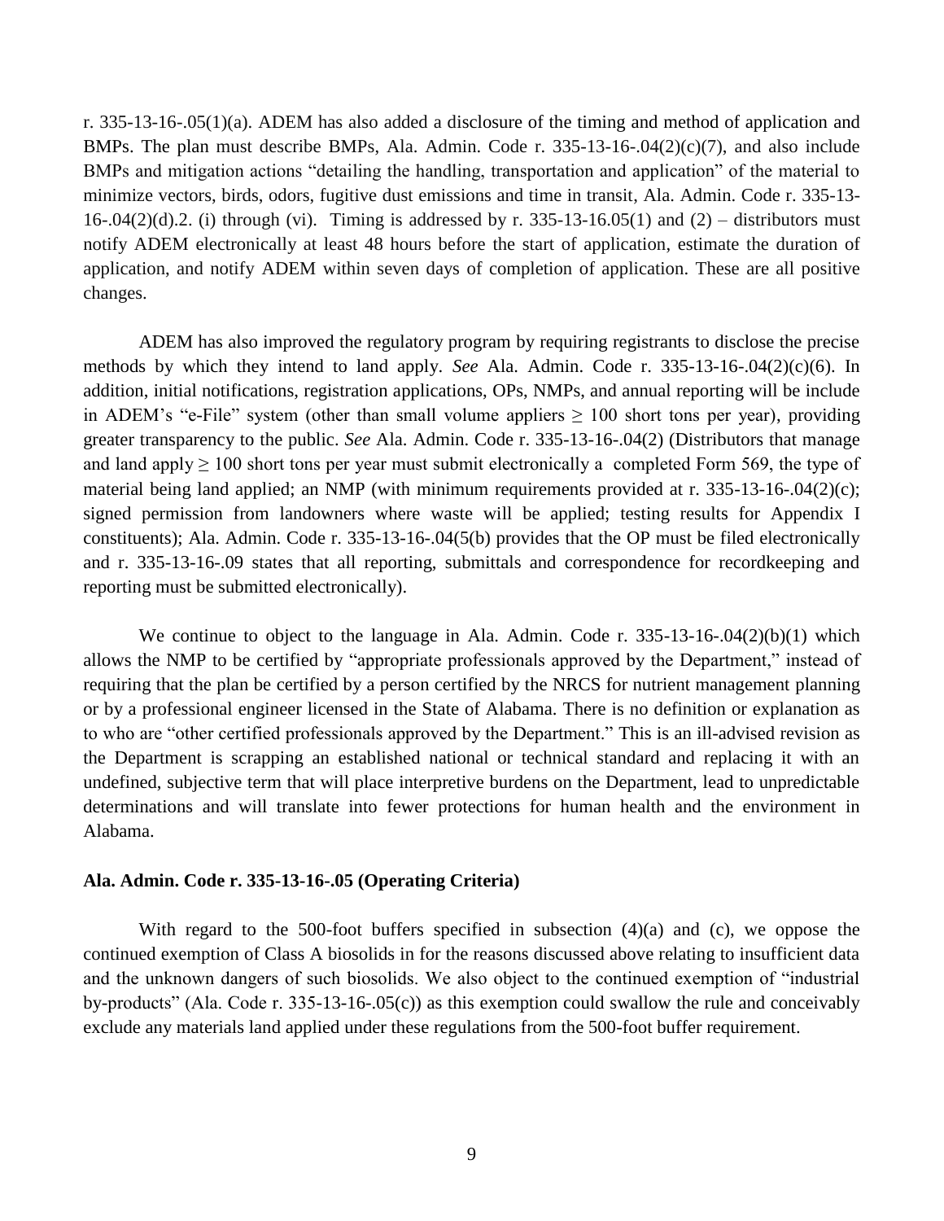r. 335-13-16-.05(1)(a). ADEM has also added a disclosure of the timing and method of application and BMPs. The plan must describe BMPs, Ala. Admin. Code r. 335-13-16-.04(2)(c)(7), and also include BMPs and mitigation actions "detailing the handling, transportation and application" of the material to minimize vectors, birds, odors, fugitive dust emissions and time in transit, Ala. Admin. Code r. 335-13-16-.04(2)(d).2. (i) through (vi). Timing is addressed by r. 335-13-16.05(1) and (2) – distributors must notify ADEM electronically at least 48 hours before the start of application, estimate the duration of application, and notify ADEM within seven days of completion of application. These are all positive changes.

ADEM has also improved the regulatory program by requiring registrants to disclose the precise methods by which they intend to land apply. *See* Ala. Admin. Code r. 335-13-16-.04(2)(c)(6). In addition, initial notifications, registration applications, OPs, NMPs, and annual reporting will be include in ADEM's "e-File" system (other than small volume appliers ≥ 100 short tons per year), providing greater transparency to the public. *See* Ala. Admin. Code r. 335-13-16-.04(2) (Distributors that manage and land apply ≥ 100 short tons per year must submit electronically a completed Form 569, the type of material being land applied; an NMP (with minimum requirements provided at r. 335-13-16-.04(2)(c); signed permission from landowners where waste will be applied; testing results for Appendix I constituents); Ala. Admin. Code r. 335-13-16-.04(5(b) provides that the OP must be filed electronically and r. 335-13-16-.09 states that all reporting, submittals and correspondence for recordkeeping and reporting must be submitted electronically).

We continue to object to the language in Ala. Admin. Code r. 335-13-16-.04(2)(b)(1) which allows the NMP to be certified by "appropriate professionals approved by the Department," instead of requiring that the plan be certified by a person certified by the NRCS for nutrient management planning or by a professional engineer licensed in the State of Alabama. There is no definition or explanation as to who are "other certified professionals approved by the Department." This is an ill-advised revision as the Department is scrapping an established national or technical standard and replacing it with an undefined, subjective term that will place interpretive burdens on the Department, lead to unpredictable determinations and will translate into fewer protections for human health and the environment in Alabama.

**Ala. Admin. Code r. 335-13-16-.05 (Operating Criteria)**

With regard to the 500-foot buffers specified in subsection (4)(a) and (c), we oppose the continued exemption of Class A biosolids in for the reasons discussed above relating to insufficient data and the unknown dangers of such biosolids. We also object to the continued exemption of "industrial by-products" (Ala. Code r. 335-13-16-.05(c)) as this exemption could swallow the rule and conceivably exclude any materials land applied under these regulations from the 500-foot buffer requirement.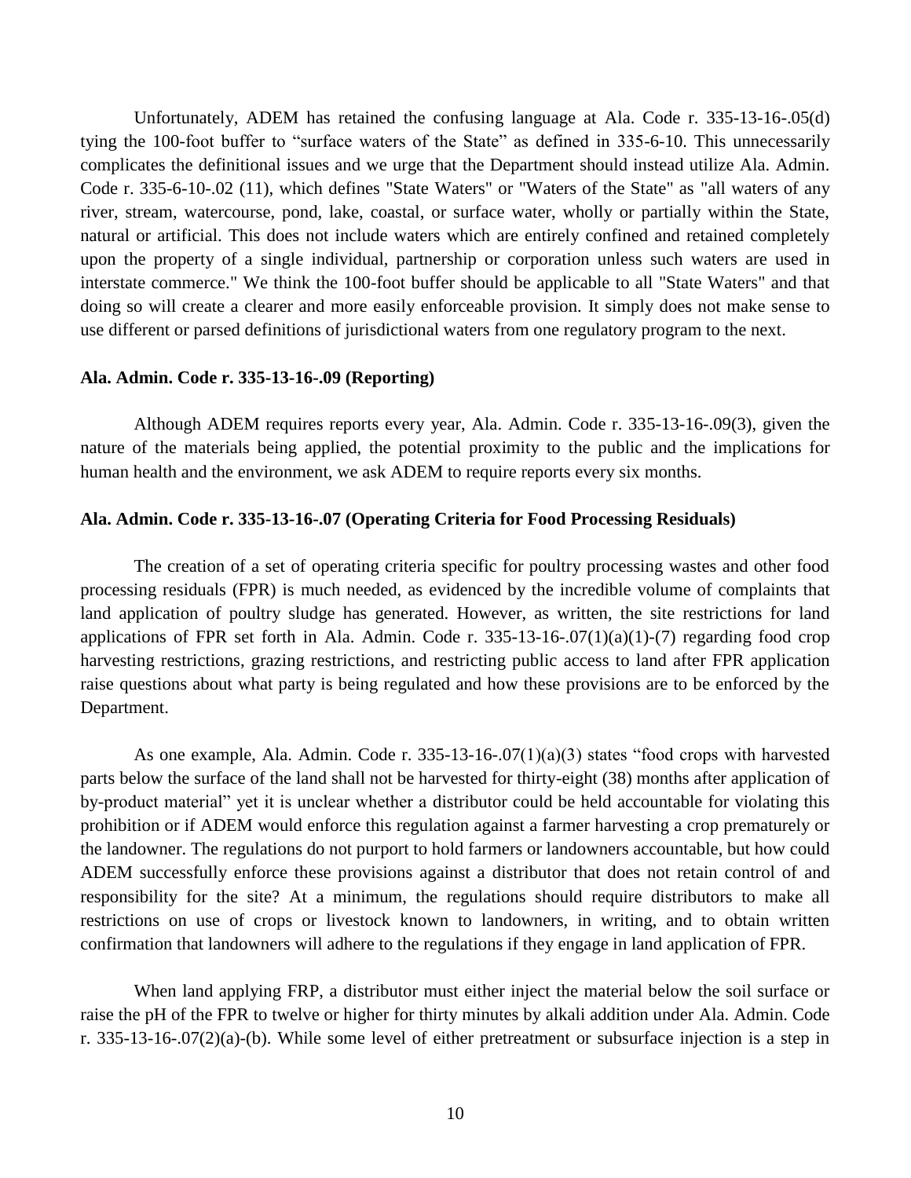Unfortunately, ADEM has retained the confusing language at Ala. Code r. 335-13-16-.05(d) tying the 100-foot buffer to "surface waters of the State" as defined in 335-6-10. This unnecessarily complicates the definitional issues and we urge that the Department should instead utilize Ala. Admin. Code r. 335-6-10-.02 (11), which defines "State Waters" or "Waters of the State" as "all waters of any river, stream, watercourse, pond, lake, coastal, or surface water, wholly or partially within the State, natural or artificial. This does not include waters which are entirely confined and retained completely upon the property of a single individual, partnership or corporation unless such waters are used in interstate commerce." We think the 100-foot buffer should be applicable to all "State Waters" and that doing so will create a clearer and more easily enforceable provision. It simply does not make sense to use different or parsed definitions of jurisdictional waters from one regulatory program to the next.

**Ala. Admin. Code r. 335-13-16-.09 (Reporting)**

Although ADEM requires reports every year, Ala. Admin. Code r. 335-13-16-.09(3), given the nature of the materials being applied, the potential proximity to the public and the implications for human health and the environment, we ask ADEM to require reports every six months.

**Ala. Admin. Code r. 335-13-16-.07 (Operating Criteria for Food Processing Residuals)**

The creation of a set of operating criteria specific for poultry processing wastes and other food processing residuals (FPR) is much needed, as evidenced by the incredible volume of complaints that land application of poultry sludge has generated. However, as written, the site restrictions for land applications of FPR set forth in Ala. Admin. Code r. 335-13-16-.07(1)(a)(1)-(7) regarding food crop harvesting restrictions, grazing restrictions, and restricting public access to land after FPR application raise questions about what party is being regulated and how these provisions are to be enforced by the Department.

As one example, Ala. Admin. Code r. 335-13-16-.07(1)(a)(3) states "food crops with harvested parts below the surface of the land shall not be harvested for thirty-eight (38) months after application of by-product material" yet it is unclear whether a distributor could be held accountable for violating this prohibition or if ADEM would enforce this regulation against a farmer harvesting a crop prematurely or the landowner. The regulations do not purport to hold farmers or landowners accountable, but how could ADEM successfully enforce these provisions against a distributor that does not retain control of and responsibility for the site? At a minimum, the regulations should require distributors to make all restrictions on use of crops or livestock known to landowners, in writing, and to obtain written confirmation that landowners will adhere to the regulations if they engage in land application of FPR.

When land applying FRP, a distributor must either inject the material below the soil surface or raise the pH of the FPR to twelve or higher for thirty minutes by alkali addition under Ala. Admin. Code r. 335-13-16-.07(2)(a)-(b). While some level of either pretreatment or subsurface injection is a step in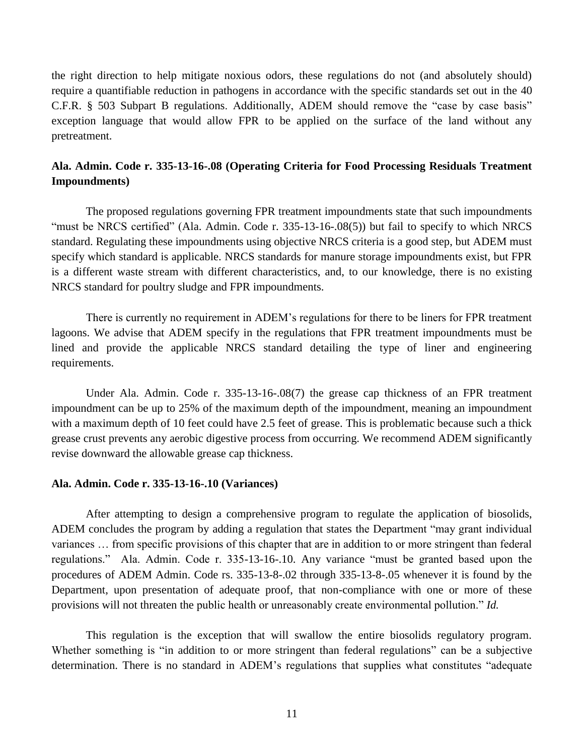the right direction to help mitigate noxious odors, these regulations do not (and absolutely should) require a quantifiable reduction in pathogens in accordance with the specific standards set out in the 40 C.F.R. § 503 Subpart B regulations. Additionally, ADEM should remove the "case by case basis" exception language that would allow FPR to be applied on the surface of the land without any pretreatment.

**Ala. Admin. Code r. 335-13-16-.08 (Operating Criteria for Food Processing Residuals Treatment Impoundments)**

The proposed regulations governing FPR treatment impoundments state that such impoundments "must be NRCS certified" (Ala. Admin. Code r. 335-13-16-.08(5)) but fail to specify to which NRCS standard. Regulating these impoundments using objective NRCS criteria is a good step, but ADEM must specify which standard is applicable. NRCS standards for manure storage impoundments exist, but FPR is a different waste stream with different characteristics, and, to our knowledge, there is no existing NRCS standard for poultry sludge and FPR impoundments.

There is currently no requirement in ADEM's regulations for there to be liners for FPR treatment lagoons. We advise that ADEM specify in the regulations that FPR treatment impoundments must be lined and provide the applicable NRCS standard detailing the type of liner and engineering requirements.

Under Ala. Admin. Code r. 335-13-16-.08(7) the grease cap thickness of an FPR treatment impoundment can be up to 25% of the maximum depth of the impoundment, meaning an impoundment with a maximum depth of 10 feet could have 2.5 feet of grease. This is problematic because such a thick grease crust prevents any aerobic digestive process from occurring. We recommend ADEM significantly revise downward the allowable grease cap thickness.

**Ala. Admin. Code r. 335-13-16-.10 (Variances)**

After attempting to design a comprehensive program to regulate the application of biosolids, ADEM concludes the program by adding a regulation that states the Department "may grant individual variances … from specific provisions of this chapter that are in addition to or more stringent than federal regulations." Ala. Admin. Code r. 335-13-16-.10. Any variance "must be granted based upon the procedures of ADEM Admin. Code rs. 335-13-8-.02 through 335-13-8-.05 whenever it is found by the Department, upon presentation of adequate proof, that non-compliance with one or more of these provisions will not threaten the public health or unreasonably create environmental pollution." *Id.*

This regulation is the exception that will swallow the entire biosolids regulatory program. Whether something is "in addition to or more stringent than federal regulations" can be a subjective determination. There is no standard in ADEM's regulations that supplies what constitutes "adequate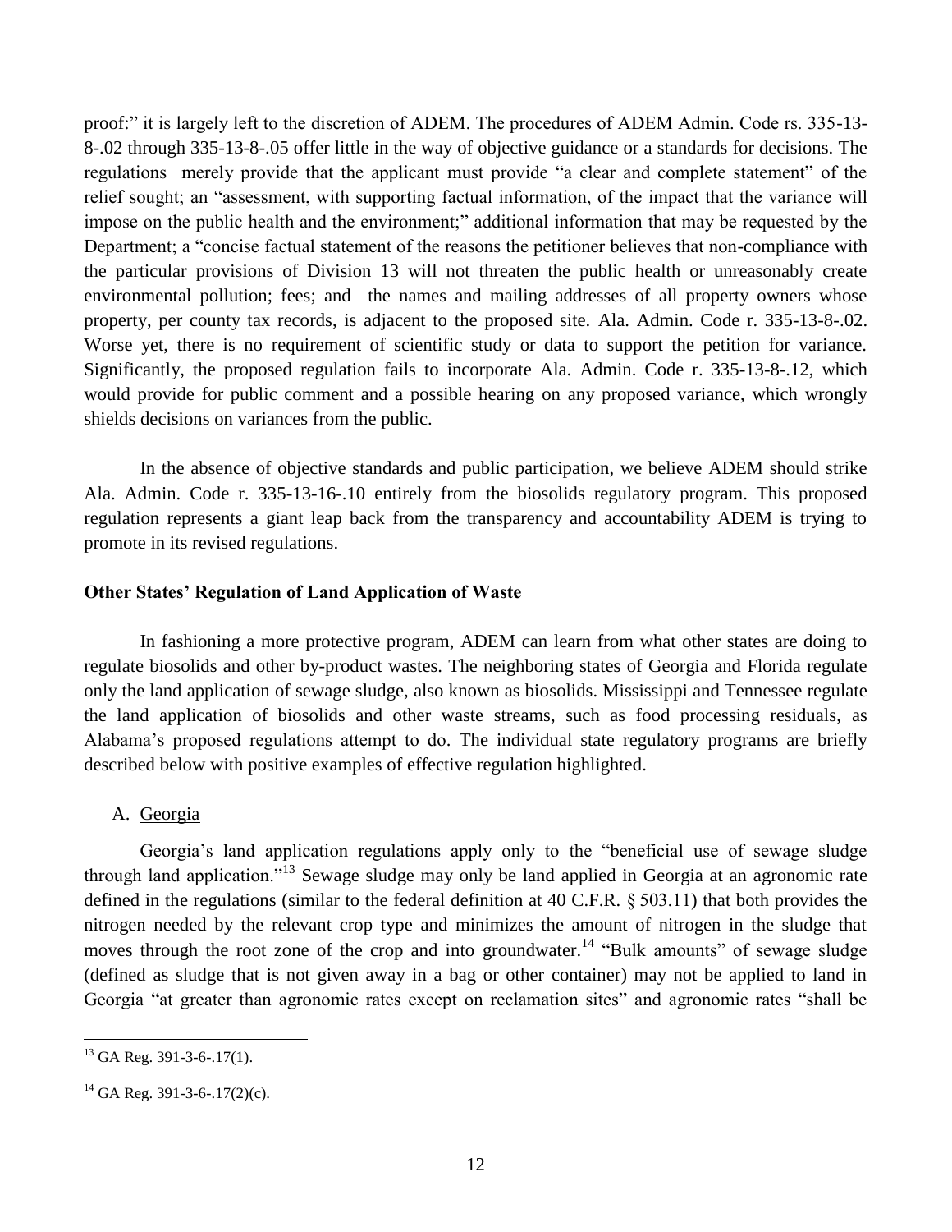proof:" it is largely left to the discretion of ADEM. The procedures of ADEM Admin. Code rs. 335-13-8-.02 through 335-13-8-.05 offer little in the way of objective guidance or a standards for decisions. The regulations merely provide that the applicant must provide "a clear and complete statement" of the relief sought; an "assessment, with supporting factual information, of the impact that the variance will impose on the public health and the environment;" additional information that may be requested by the Department; a "concise factual statement of the reasons the petitioner believes that non-compliance with the particular provisions of Division 13 will not threaten the public health or unreasonably create environmental pollution; fees; and the names and mailing addresses of all property owners whose property, per county tax records, is adjacent to the proposed site. Ala. Admin. Code r. 335-13-8-.02. Worse yet, there is no requirement of scientific study or data to support the petition for variance. Significantly, the proposed regulation fails to incorporate Ala. Admin. Code r. 335-13-8-.12, which would provide for public comment and a possible hearing on any proposed variance, which wrongly shields decisions on variances from the public.

In the absence of objective standards and public participation, we believe ADEM should strike Ala. Admin. Code r. 335-13-16-.10 entirely from the biosolids regulatory program. This proposed regulation represents a giant leap back from the transparency and accountability ADEM is trying to promote in its revised regulations.

**Other States' Regulation of Land Application of Waste**

In fashioning a more protective program, ADEM can learn from what other states are doing to regulate biosolids and other by-product wastes. The neighboring states of Georgia and Florida regulate only the land application of sewage sludge, also known as biosolids. Mississippi and Tennessee regulate the land application of biosolids and other waste streams, such as food processing residuals, as Alabama's proposed regulations attempt to do. The individual state regulatory programs are briefly described below with positive examples of effective regulation highlighted.

A. Georgia

Georgia's land application regulations apply only to the "beneficial use of sewage sludge through land application."[13] Sewage sludge may only be land applied in Georgia at an agronomic rate defined in the regulations (similar to the federal definition at 40 C.F.R. § 503.11) that both provides the nitrogen needed by the relevant crop type and minimizes the amount of nitrogen in the sludge that moves through the root zone of the crop and into groundwater.[14] "Bulk amounts" of sewage sludge (defined as sludge that is not given away in a bag or other container) may not be applied to land in Georgia "at greater than agronomic rates except on reclamation sites" and agronomic rates "shall be

[13] GA Reg. 391-3-6-.17(1).

[14] GA Reg. 391-3-6-.17(2)(c).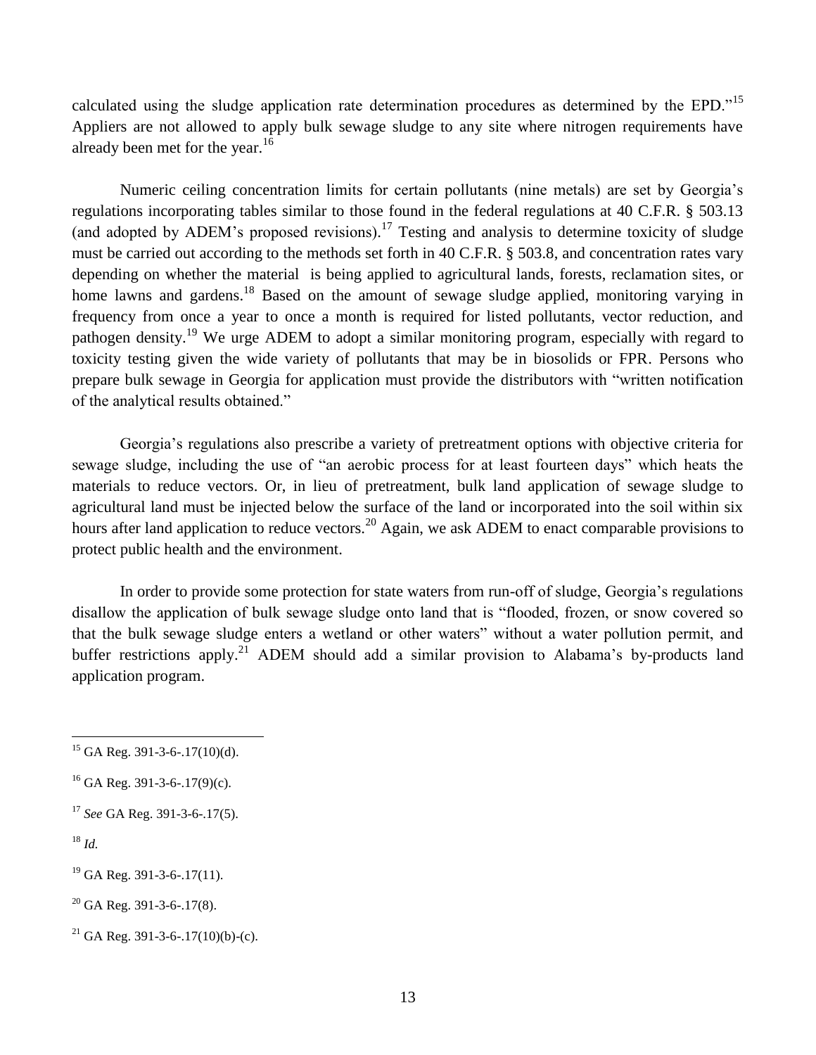calculated using the sludge application rate determination procedures as determined by the EPD."[15] Appliers are not allowed to apply bulk sewage sludge to any site where nitrogen requirements have already been met for the year.[16]

Numeric ceiling concentration limits for certain pollutants (nine metals) are set by Georgia's regulations incorporating tables similar to those found in the federal regulations at 40 C.F.R. § 503.13 (and adopted by ADEM's proposed revisions).[17] Testing and analysis to determine toxicity of sludge must be carried out according to the methods set forth in 40 C.F.R. § 503.8, and concentration rates vary depending on whether the material is being applied to agricultural lands, forests, reclamation sites, or home lawns and gardens.[18] Based on the amount of sewage sludge applied, monitoring varying in frequency from once a year to once a month is required for listed pollutants, vector reduction, and pathogen density.[19] We urge ADEM to adopt a similar monitoring program, especially with regard to toxicity testing given the wide variety of pollutants that may be in biosolids or FPR. Persons who prepare bulk sewage in Georgia for application must provide the distributors with "written notification of the analytical results obtained."

Georgia's regulations also prescribe a variety of pretreatment options with objective criteria for sewage sludge, including the use of "an aerobic process for at least fourteen days" which heats the materials to reduce vectors. Or, in lieu of pretreatment, bulk land application of sewage sludge to agricultural land must be injected below the surface of the land or incorporated into the soil within six hours after land application to reduce vectors.[20] Again, we ask ADEM to enact comparable provisions to protect public health and the environment.

In order to provide some protection for state waters from run-off of sludge, Georgia's regulations disallow the application of bulk sewage sludge onto land that is "flooded, frozen, or snow covered so that the bulk sewage sludge enters a wetland or other waters" without a water pollution permit, and buffer restrictions apply.[21] ADEM should add a similar provision to Alabama's by-products land application program.

---

[15] GA Reg. 391-3-6-.17(10)(d).

[16] GA Reg. 391-3-6-.17(9)(c).

[17] *See* GA Reg. 391-3-6-.17(5).

[18] *Id.*

[19] GA Reg. 391-3-6-.17(11).

[20] GA Reg. 391-3-6-.17(8).

[21] GA Reg. 391-3-6-.17(10)(b)-(c).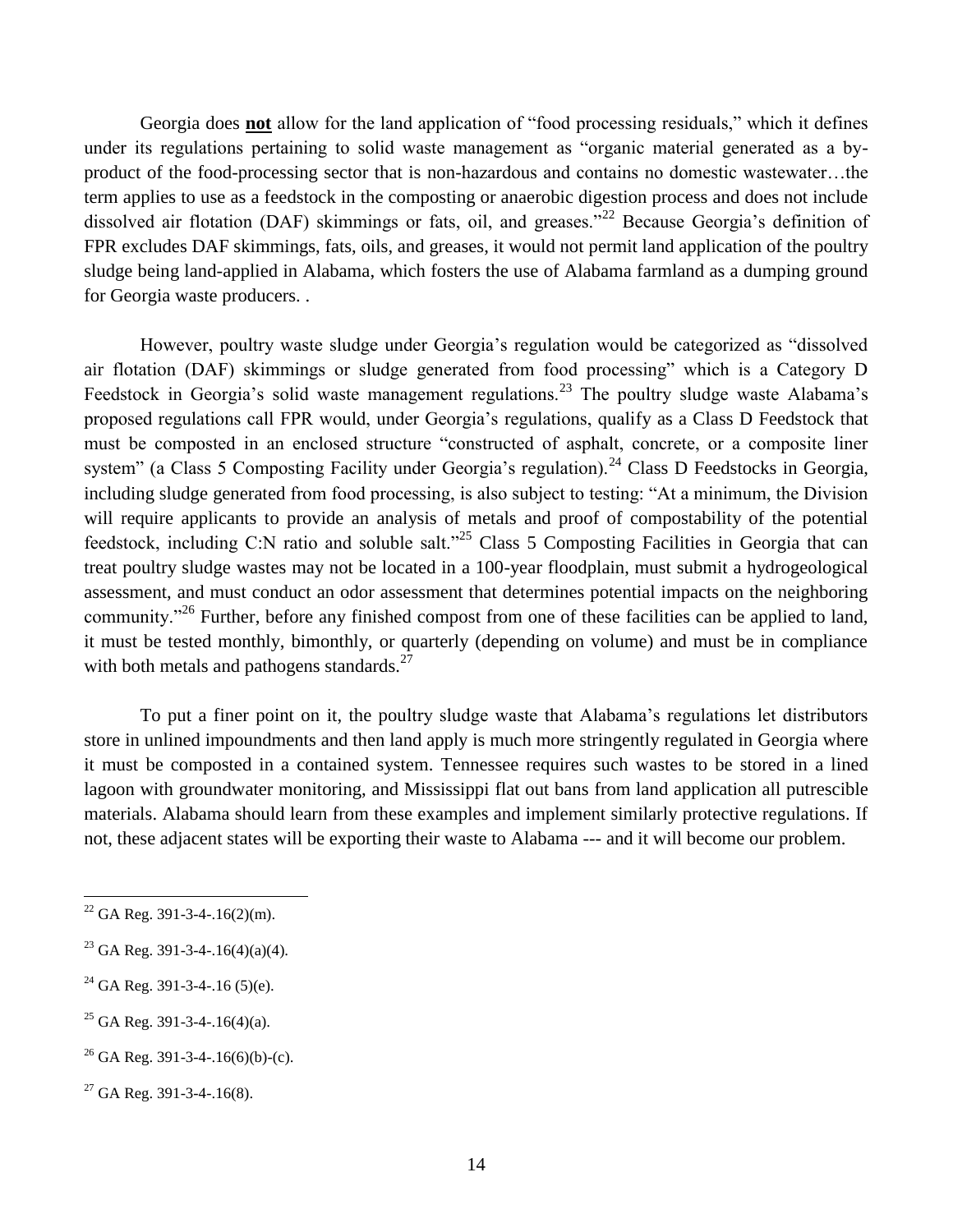Georgia does **not** allow for the land application of "food processing residuals," which it defines under its regulations pertaining to solid waste management as "organic material generated as a by-product of the food-processing sector that is non-hazardous and contains no domestic wastewater…the term applies to use as a feedstock in the composting or anaerobic digestion process and does not include dissolved air flotation (DAF) skimmings or fats, oil, and greases."[22] Because Georgia's definition of FPR excludes DAF skimmings, fats, oils, and greases, it would not permit land application of the poultry sludge being land-applied in Alabama, which fosters the use of Alabama farmland as a dumping ground for Georgia waste producers. .

However, poultry waste sludge under Georgia's regulation would be categorized as "dissolved air flotation (DAF) skimmings or sludge generated from food processing" which is a Category D Feedstock in Georgia's solid waste management regulations.[23] The poultry sludge waste Alabama's proposed regulations call FPR would, under Georgia's regulations, qualify as a Class D Feedstock that must be composted in an enclosed structure "constructed of asphalt, concrete, or a composite liner system" (a Class 5 Composting Facility under Georgia's regulation).[24] Class D Feedstocks in Georgia, including sludge generated from food processing, is also subject to testing: "At a minimum, the Division will require applicants to provide an analysis of metals and proof of compostability of the potential feedstock, including C:N ratio and soluble salt."[25] Class 5 Composting Facilities in Georgia that can treat poultry sludge wastes may not be located in a 100-year floodplain, must submit a hydrogeological assessment, and must conduct an odor assessment that determines potential impacts on the neighboring community."[26] Further, before any finished compost from one of these facilities can be applied to land, it must be tested monthly, bimonthly, or quarterly (depending on volume) and must be in compliance with both metals and pathogens standards.[27]

To put a finer point on it, the poultry sludge waste that Alabama's regulations let distributors store in unlined impoundments and then land apply is much more stringently regulated in Georgia where it must be composted in a contained system. Tennessee requires such wastes to be stored in a lined lagoon with groundwater monitoring, and Mississippi flat out bans from land application all putrescible materials. Alabama should learn from these examples and implement similarly protective regulations. If not, these adjacent states will be exporting their waste to Alabama --- and it will become our problem.

---

[22] GA Reg. 391-3-4-.16(2)(m).

[23] GA Reg. 391-3-4-.16(4)(a)(4).

[24] GA Reg. 391-3-4-.16 (5)(e).

[25] GA Reg. 391-3-4-.16(4)(a).

[26] GA Reg. 391-3-4-.16(6)(b)-(c).

[27] GA Reg. 391-3-4-.16(8).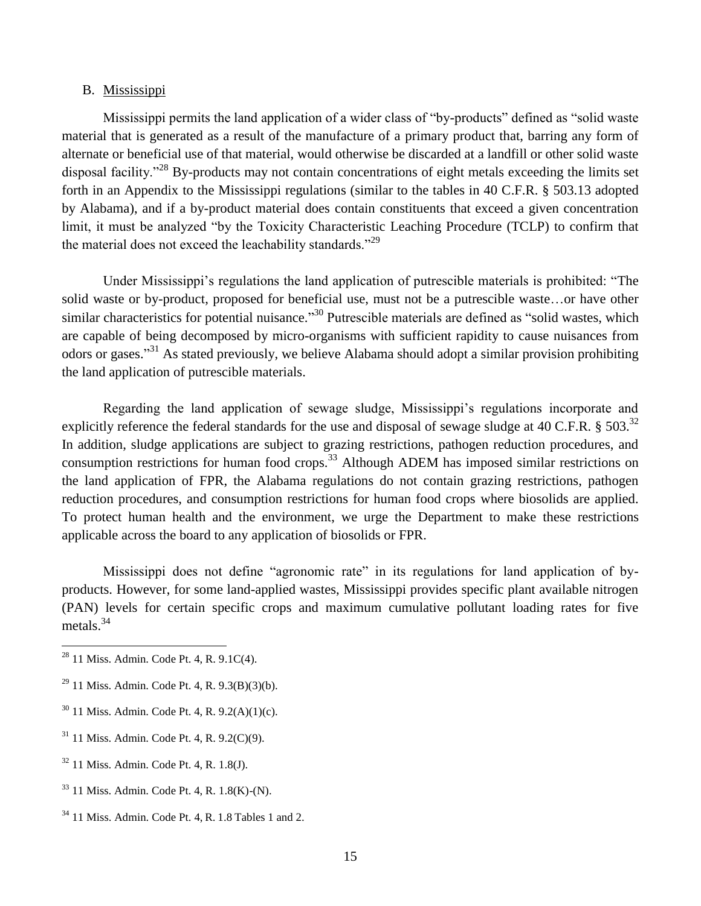## B. Mississippi

Mississippi permits the land application of a wider class of "by-products" defined as "solid waste material that is generated as a result of the manufacture of a primary product that, barring any form of alternate or beneficial use of that material, would otherwise be discarded at a landfill or other solid waste disposal facility."[28] By-products may not contain concentrations of eight metals exceeding the limits set forth in an Appendix to the Mississippi regulations (similar to the tables in 40 C.F.R. § 503.13 adopted by Alabama), and if a by-product material does contain constituents that exceed a given concentration limit, it must be analyzed "by the Toxicity Characteristic Leaching Procedure (TCLP) to confirm that the material does not exceed the leachability standards."[29]

Under Mississippi's regulations the land application of putrescible materials is prohibited: "The solid waste or by-product, proposed for beneficial use, must not be a putrescible waste…or have other similar characteristics for potential nuisance."[30] Putrescible materials are defined as "solid wastes, which are capable of being decomposed by micro-organisms with sufficient rapidity to cause nuisances from odors or gases."[31] As stated previously, we believe Alabama should adopt a similar provision prohibiting the land application of putrescible materials.

Regarding the land application of sewage sludge, Mississippi's regulations incorporate and explicitly reference the federal standards for the use and disposal of sewage sludge at 40 C.F.R. § 503.[32] In addition, sludge applications are subject to grazing restrictions, pathogen reduction procedures, and consumption restrictions for human food crops.[33] Although ADEM has imposed similar restrictions on the land application of FPR, the Alabama regulations do not contain grazing restrictions, pathogen reduction procedures, and consumption restrictions for human food crops where biosolids are applied. To protect human health and the environment, we urge the Department to make these restrictions applicable across the board to any application of biosolids or FPR.

Mississippi does not define "agronomic rate" in its regulations for land application of by-products. However, for some land-applied wastes, Mississippi provides specific plant available nitrogen (PAN) levels for certain specific crops and maximum cumulative pollutant loading rates for five metals.[34]

---

[28] 11 Miss. Admin. Code Pt. 4, R. 9.1C(4).

[29] 11 Miss. Admin. Code Pt. 4, R. 9.3(B)(3)(b).

[30] 11 Miss. Admin. Code Pt. 4, R. 9.2(A)(1)(c).

[31] 11 Miss. Admin. Code Pt. 4, R. 9.2(C)(9).

[32] 11 Miss. Admin. Code Pt. 4, R. 1.8(J).

[33] 11 Miss. Admin. Code Pt. 4, R. 1.8(K)-(N).

[34] 11 Miss. Admin. Code Pt. 4, R. 1.8 Tables 1 and 2.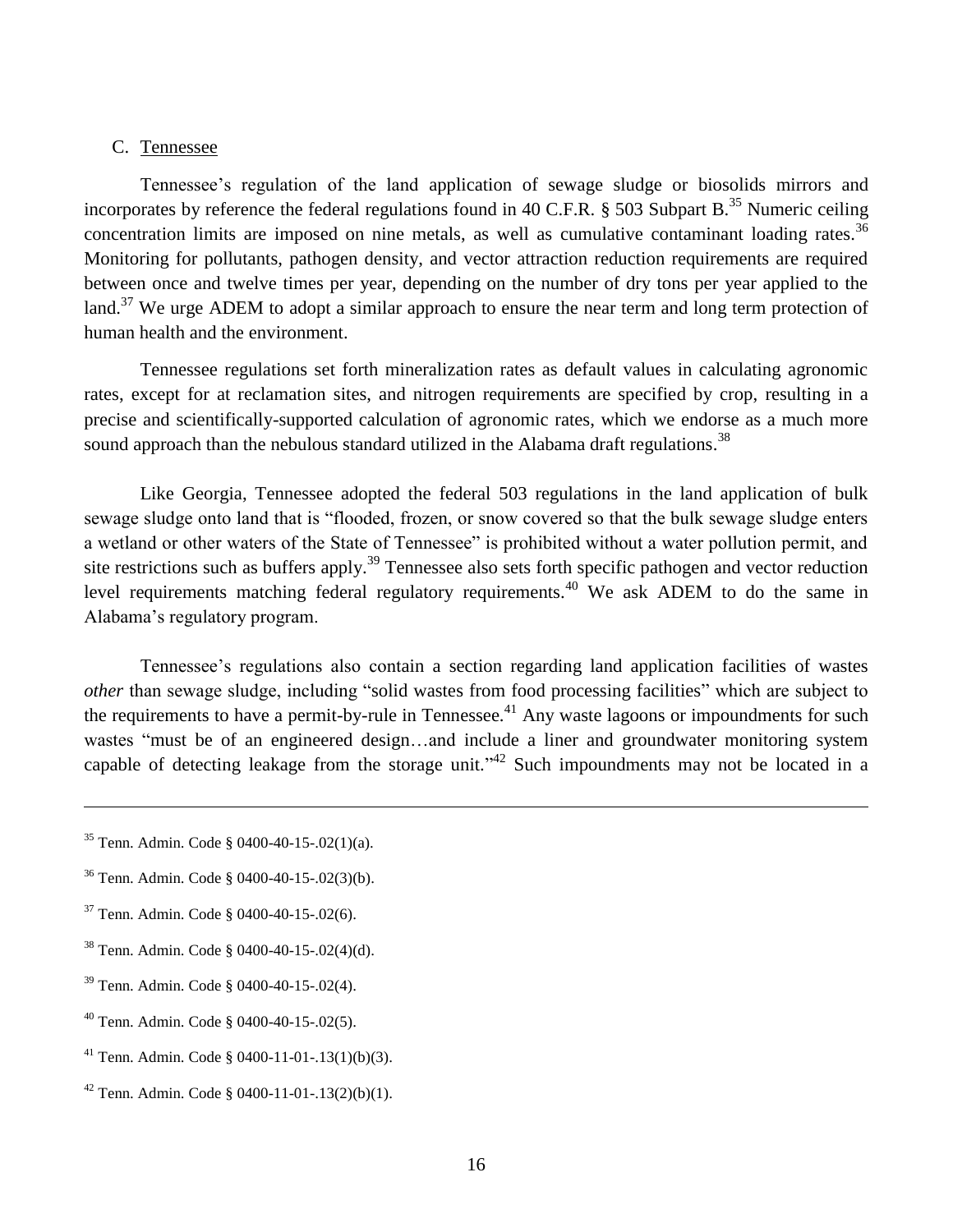C. Tennessee

Tennessee's regulation of the land application of sewage sludge or biosolids mirrors and incorporates by reference the federal regulations found in 40 C.F.R. § 503 Subpart B.[35] Numeric ceiling concentration limits are imposed on nine metals, as well as cumulative contaminant loading rates.[36] Monitoring for pollutants, pathogen density, and vector attraction reduction requirements are required between once and twelve times per year, depending on the number of dry tons per year applied to the land.[37] We urge ADEM to adopt a similar approach to ensure the near term and long term protection of human health and the environment.

Tennessee regulations set forth mineralization rates as default values in calculating agronomic rates, except for at reclamation sites, and nitrogen requirements are specified by crop, resulting in a precise and scientifically-supported calculation of agronomic rates, which we endorse as a much more sound approach than the nebulous standard utilized in the Alabama draft regulations.[38]

Like Georgia, Tennessee adopted the federal 503 regulations in the land application of bulk sewage sludge onto land that is "flooded, frozen, or snow covered so that the bulk sewage sludge enters a wetland or other waters of the State of Tennessee" is prohibited without a water pollution permit, and site restrictions such as buffers apply.[39] Tennessee also sets forth specific pathogen and vector reduction level requirements matching federal regulatory requirements.[40] We ask ADEM to do the same in Alabama's regulatory program.

Tennessee's regulations also contain a section regarding land application facilities of wastes *other* than sewage sludge, including "solid wastes from food processing facilities" which are subject to the requirements to have a permit-by-rule in Tennessee.[41] Any waste lagoons or impoundments for such wastes "must be of an engineered design…and include a liner and groundwater monitoring system capable of detecting leakage from the storage unit."[42] Such impoundments may not be located in a

---

[35] Tenn. Admin. Code § 0400-40-15-.02(1)(a).

[36] Tenn. Admin. Code § 0400-40-15-.02(3)(b).

[37] Tenn. Admin. Code § 0400-40-15-.02(6).

[38] Tenn. Admin. Code § 0400-40-15-.02(4)(d).

[39] Tenn. Admin. Code § 0400-40-15-.02(4).

[40] Tenn. Admin. Code § 0400-40-15-.02(5).

[41] Tenn. Admin. Code § 0400-11-01-.13(1)(b)(3).

[42] Tenn. Admin. Code § 0400-11-01-.13(2)(b)(1).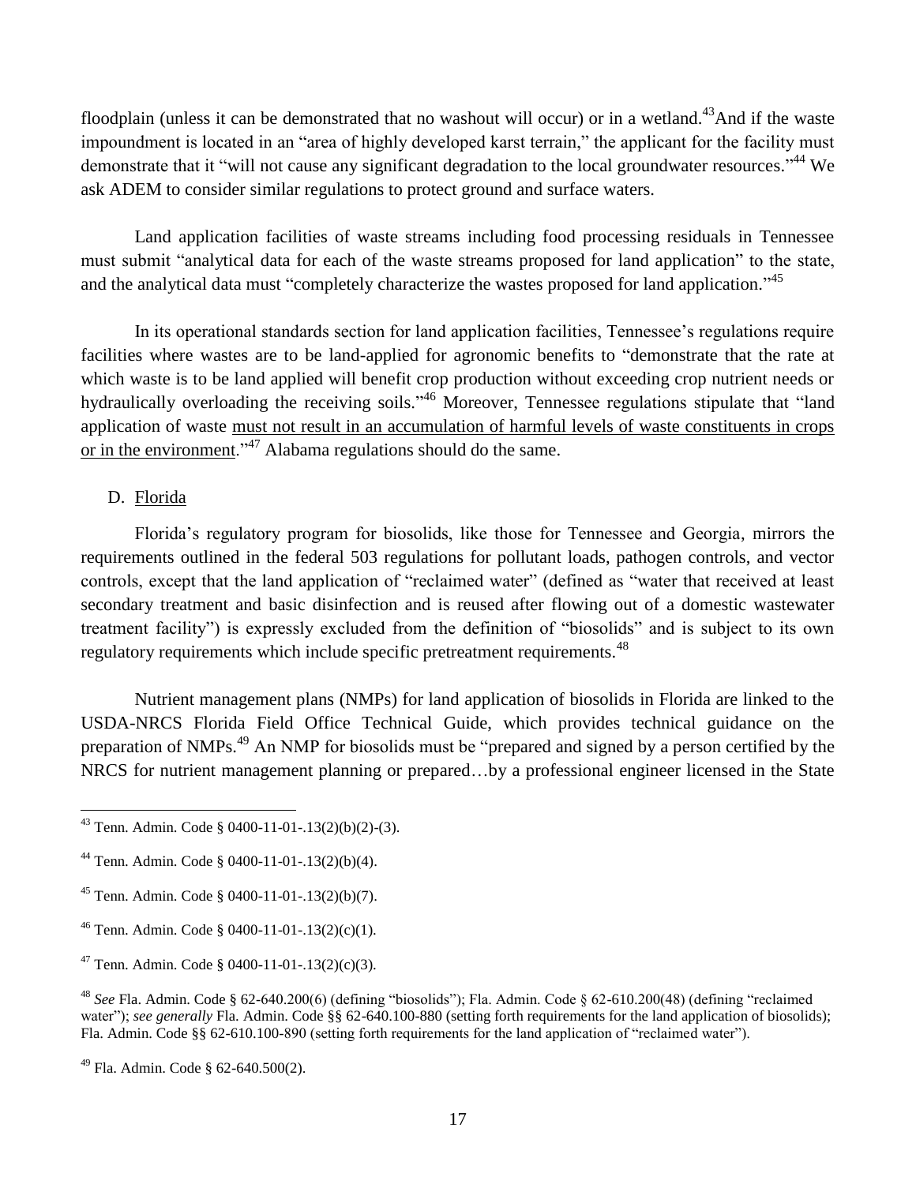floodplain (unless it can be demonstrated that no washout will occur) or in a wetland.[43] And if the waste impoundment is located in an "area of highly developed karst terrain," the applicant for the facility must demonstrate that it "will not cause any significant degradation to the local groundwater resources."[44] We ask ADEM to consider similar regulations to protect ground and surface waters.

Land application facilities of waste streams including food processing residuals in Tennessee must submit "analytical data for each of the waste streams proposed for land application" to the state, and the analytical data must "completely characterize the wastes proposed for land application."[45]

In its operational standards section for land application facilities, Tennessee's regulations require facilities where wastes are to be land-applied for agronomic benefits to "demonstrate that the rate at which waste is to be land applied will benefit crop production without exceeding crop nutrient needs or hydraulically overloading the receiving soils."[46] Moreover, Tennessee regulations stipulate that "land application of waste <u>must not result in an accumulation of harmful levels of waste constituents in crops or in the environment</u>."[47] Alabama regulations should do the same.

D. <u>Florida</u>

Florida's regulatory program for biosolids, like those for Tennessee and Georgia, mirrors the requirements outlined in the federal 503 regulations for pollutant loads, pathogen controls, and vector controls, except that the land application of "reclaimed water" (defined as "water that received at least secondary treatment and basic disinfection and is reused after flowing out of a domestic wastewater treatment facility") is expressly excluded from the definition of "biosolids" and is subject to its own regulatory requirements which include specific pretreatment requirements.[48]

Nutrient management plans (NMPs) for land application of biosolids in Florida are linked to the USDA-NRCS Florida Field Office Technical Guide, which provides technical guidance on the preparation of NMPs.[49] An NMP for biosolids must be "prepared and signed by a person certified by the NRCS for nutrient management planning or prepared…by a professional engineer licensed in the State

---

[43] Tenn. Admin. Code § 0400-11-01-.13(2)(b)(2)-(3).

[44] Tenn. Admin. Code § 0400-11-01-.13(2)(b)(4).

[45] Tenn. Admin. Code § 0400-11-01-.13(2)(b)(7).

[46] Tenn. Admin. Code § 0400-11-01-.13(2)(c)(1).

[47] Tenn. Admin. Code § 0400-11-01-.13(2)(c)(3).

[48] *See* Fla. Admin. Code § 62-640.200(6) (defining "biosolids"); Fla. Admin. Code § 62-610.200(48) (defining "reclaimed water"); *see generally* Fla. Admin. Code §§ 62-640.100-880 (setting forth requirements for the land application of biosolids); Fla. Admin. Code §§ 62-610.100-890 (setting forth requirements for the land application of "reclaimed water").

[49] Fla. Admin. Code § 62-640.500(2).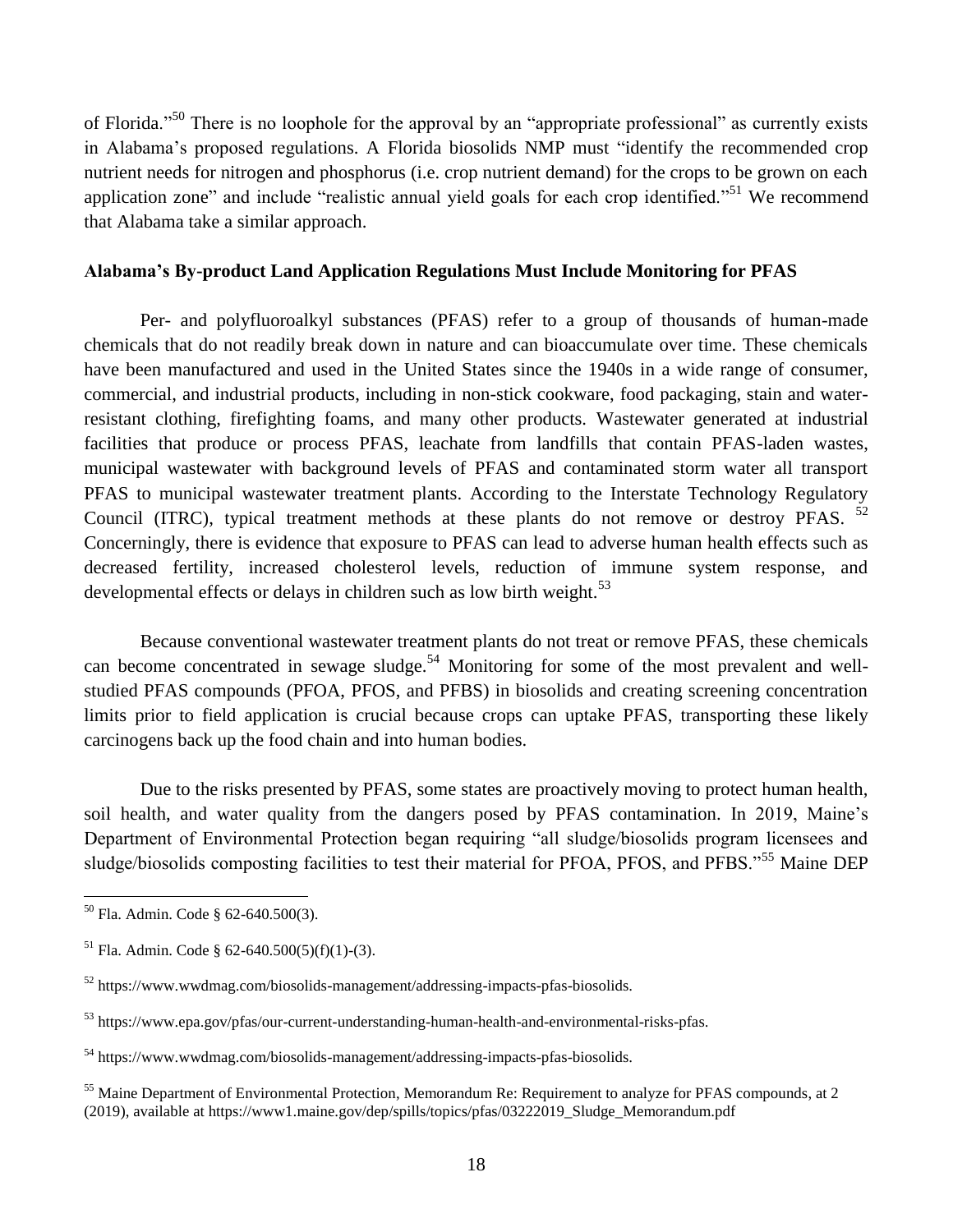of Florida."[50] There is no loophole for the approval by an "appropriate professional" as currently exists in Alabama's proposed regulations. A Florida biosolids NMP must "identify the recommended crop nutrient needs for nitrogen and phosphorus (i.e. crop nutrient demand) for the crops to be grown on each application zone" and include "realistic annual yield goals for each crop identified."[51] We recommend that Alabama take a similar approach.

**Alabama's By-product Land Application Regulations Must Include Monitoring for PFAS**

Per- and polyfluoroalkyl substances (PFAS) refer to a group of thousands of human-made chemicals that do not readily break down in nature and can bioaccumulate over time. These chemicals have been manufactured and used in the United States since the 1940s in a wide range of consumer, commercial, and industrial products, including in non-stick cookware, food packaging, stain and water-resistant clothing, firefighting foams, and many other products. Wastewater generated at industrial facilities that produce or process PFAS, leachate from landfills that contain PFAS-laden wastes, municipal wastewater with background levels of PFAS and contaminated storm water all transport PFAS to municipal wastewater treatment plants. According to the Interstate Technology Regulatory Council (ITRC), typical treatment methods at these plants do not remove or destroy PFAS. [52] Concerningly, there is evidence that exposure to PFAS can lead to adverse human health effects such as decreased fertility, increased cholesterol levels, reduction of immune system response, and developmental effects or delays in children such as low birth weight.[53]

Because conventional wastewater treatment plants do not treat or remove PFAS, these chemicals can become concentrated in sewage sludge.[54] Monitoring for some of the most prevalent and well-studied PFAS compounds (PFOA, PFOS, and PFBS) in biosolids and creating screening concentration limits prior to field application is crucial because crops can uptake PFAS, transporting these likely carcinogens back up the food chain and into human bodies.

Due to the risks presented by PFAS, some states are proactively moving to protect human health, soil health, and water quality from the dangers posed by PFAS contamination. In 2019, Maine's Department of Environmental Protection began requiring "all sludge/biosolids program licensees and sludge/biosolids composting facilities to test their material for PFOA, PFOS, and PFBS."[55] Maine DEP

---

[50] Fla. Admin. Code § 62-640.500(3).

[51] Fla. Admin. Code § 62-640.500(5)(f)(1)-(3).

[52] https://www.wwdmag.com/biosolids-management/addressing-impacts-pfas-biosolids.

[53] https://www.epa.gov/pfas/our-current-understanding-human-health-and-environmental-risks-pfas.

[54] https://www.wwdmag.com/biosolids-management/addressing-impacts-pfas-biosolids.

[55] Maine Department of Environmental Protection, Memorandum Re: Requirement to analyze for PFAS compounds, at 2 (2019), available at https://www1.maine.gov/dep/spills/topics/pfas/03222019_Sludge_Memorandum.pdf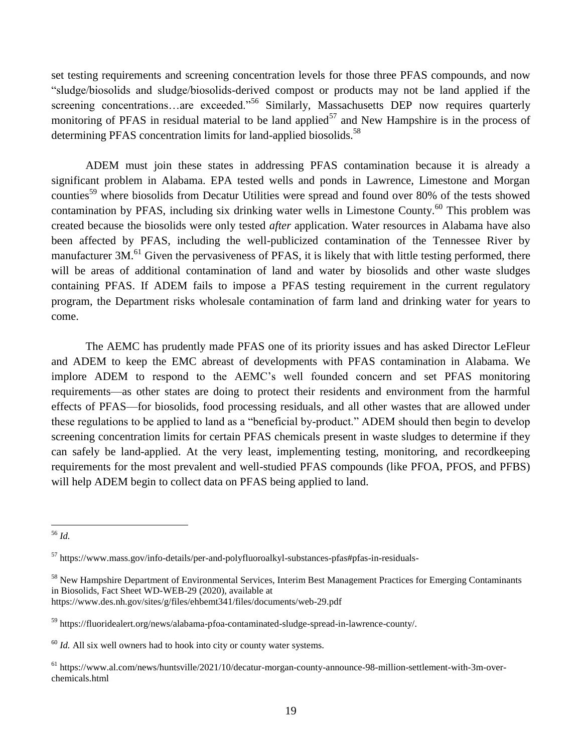set testing requirements and screening concentration levels for those three PFAS compounds, and now "sludge/biosolids and sludge/biosolids-derived compost or products may not be land applied if the screening concentrations…are exceeded."[56] Similarly, Massachusetts DEP now requires quarterly monitoring of PFAS in residual material to be land applied[57] and New Hampshire is in the process of determining PFAS concentration limits for land-applied biosolids.[58]

ADEM must join these states in addressing PFAS contamination because it is already a significant problem in Alabama. EPA tested wells and ponds in Lawrence, Limestone and Morgan counties[59] where biosolids from Decatur Utilities were spread and found over 80% of the tests showed contamination by PFAS, including six drinking water wells in Limestone County.[60] This problem was created because the biosolids were only tested *after* application. Water resources in Alabama have also been affected by PFAS, including the well-publicized contamination of the Tennessee River by manufacturer 3M.[61] Given the pervasiveness of PFAS, it is likely that with little testing performed, there will be areas of additional contamination of land and water by biosolids and other waste sludges containing PFAS. If ADEM fails to impose a PFAS testing requirement in the current regulatory program, the Department risks wholesale contamination of farm land and drinking water for years to come.

The AEMC has prudently made PFAS one of its priority issues and has asked Director LeFleur and ADEM to keep the EMC abreast of developments with PFAS contamination in Alabama. We implore ADEM to respond to the AEMC's well founded concern and set PFAS monitoring requirements—as other states are doing to protect their residents and environment from the harmful effects of PFAS—for biosolids, food processing residuals, and all other wastes that are allowed under these regulations to be applied to land as a "beneficial by-product." ADEM should then begin to develop screening concentration limits for certain PFAS chemicals present in waste sludges to determine if they can safely be land-applied. At the very least, implementing testing, monitoring, and recordkeeping requirements for the most prevalent and well-studied PFAS compounds (like PFOA, PFOS, and PFBS) will help ADEM begin to collect data on PFAS being applied to land.

---

[56] *Id.*

[57] https://www.mass.gov/info-details/per-and-polyfluoroalkyl-substances-pfas#pfas-in-residuals-

[58] New Hampshire Department of Environmental Services, Interim Best Management Practices for Emerging Contaminants in Biosolids, Fact Sheet WD-WEB-29 (2020), available at https://www.des.nh.gov/sites/g/files/ehbemt341/files/documents/web-29.pdf

[59] https://fluoridealert.org/news/alabama-pfoa-contaminated-sludge-spread-in-lawrence-county/.

[60] *Id.* All six well owners had to hook into city or county water systems.

[61] https://www.al.com/news/huntsville/2021/10/decatur-morgan-county-announce-98-million-settlement-with-3m-over-chemicals.html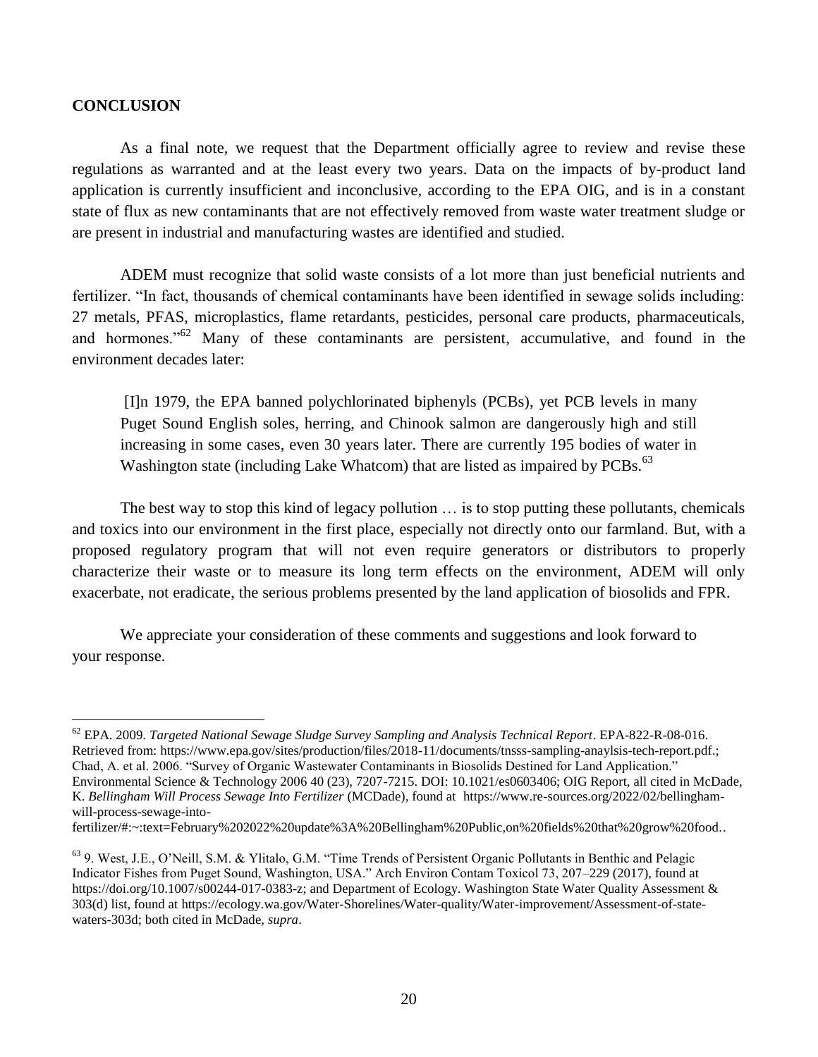**CONCLUSION**

As a final note, we request that the Department officially agree to review and revise these regulations as warranted and at the least every two years. Data on the impacts of by-product land application is currently insufficient and inconclusive, according to the EPA OIG, and is in a constant state of flux as new contaminants that are not effectively removed from waste water treatment sludge or are present in industrial and manufacturing wastes are identified and studied.

ADEM must recognize that solid waste consists of a lot more than just beneficial nutrients and fertilizer. "In fact, thousands of chemical contaminants have been identified in sewage solids including: 27 metals, PFAS, microplastics, flame retardants, pesticides, personal care products, pharmaceuticals, and hormones."[62] Many of these contaminants are persistent, accumulative, and found in the environment decades later:

> [I]n 1979, the EPA banned polychlorinated biphenyls (PCBs), yet PCB levels in many Puget Sound English soles, herring, and Chinook salmon are dangerously high and still increasing in some cases, even 30 years later. There are currently 195 bodies of water in Washington state (including Lake Whatcom) that are listed as impaired by PCBs.[63]

The best way to stop this kind of legacy pollution … is to stop putting these pollutants, chemicals and toxics into our environment in the first place, especially not directly onto our farmland. But, with a proposed regulatory program that will not even require generators or distributors to properly characterize their waste or to measure its long term effects on the environment, ADEM will only exacerbate, not eradicate, the serious problems presented by the land application of biosolids and FPR.

We appreciate your consideration of these comments and suggestions and look forward to your response.

---

[62] EPA. 2009. *Targeted National Sewage Sludge Survey Sampling and Analysis Technical Report*. EPA-822-R-08-016. Retrieved from: https://www.epa.gov/sites/production/files/2018-11/documents/tnsss-sampling-anaylsis-tech-report.pdf.; Chad, A. et al. 2006. "Survey of Organic Wastewater Contaminants in Biosolids Destined for Land Application." Environmental Science & Technology 2006 40 (23), 7207-7215. DOI: 10.1021/es0603406; OIG Report, all cited in McDade, K. *Bellingham Will Process Sewage Into Fertilizer* (MCDade), found at https://www.re-sources.org/2022/02/bellingham-will-process-sewage-into-fertilizer/#:~:text=February%202022%20update%3A%20Bellingham%20Public,on%20fields%20that%20grow%20food..

[63] 9. West, J.E., O'Neill, S.M. & Ylitalo, G.M. "Time Trends of Persistent Organic Pollutants in Benthic and Pelagic Indicator Fishes from Puget Sound, Washington, USA." Arch Environ Contam Toxicol 73, 207–229 (2017), found at https://doi.org/10.1007/s00244-017-0383-z; and Department of Ecology. Washington State Water Quality Assessment & 303(d) list, found at https://ecology.wa.gov/Water-Shorelines/Water-quality/Water-improvement/Assessment-of-state-waters-303d; both cited in McDade, *supra*.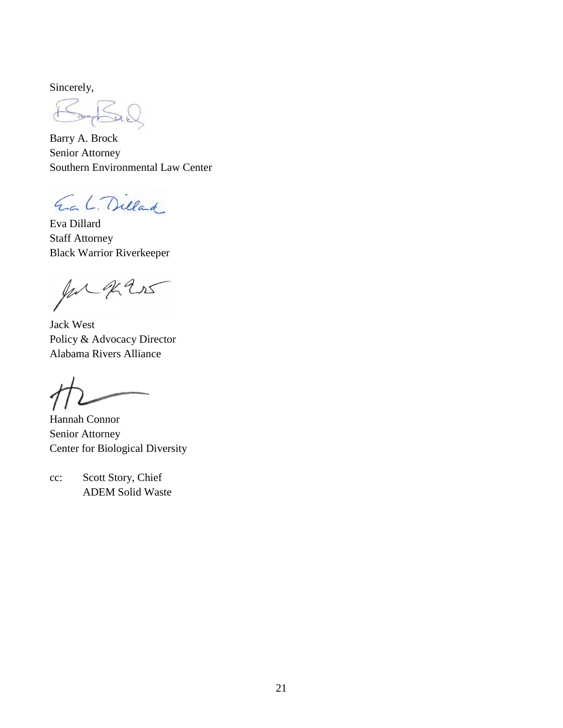Sincerely,

Barry A. Brock
Senior Attorney
Southern Environmental Law Center

Eva Dillard
Staff Attorney
Black Warrior Riverkeeper

Jack West
Policy & Advocacy Director
Alabama Rivers Alliance

Hannah Connor
Senior Attorney
Center for Biological Diversity

cc: Scott Story, Chief
ADEM Solid Waste